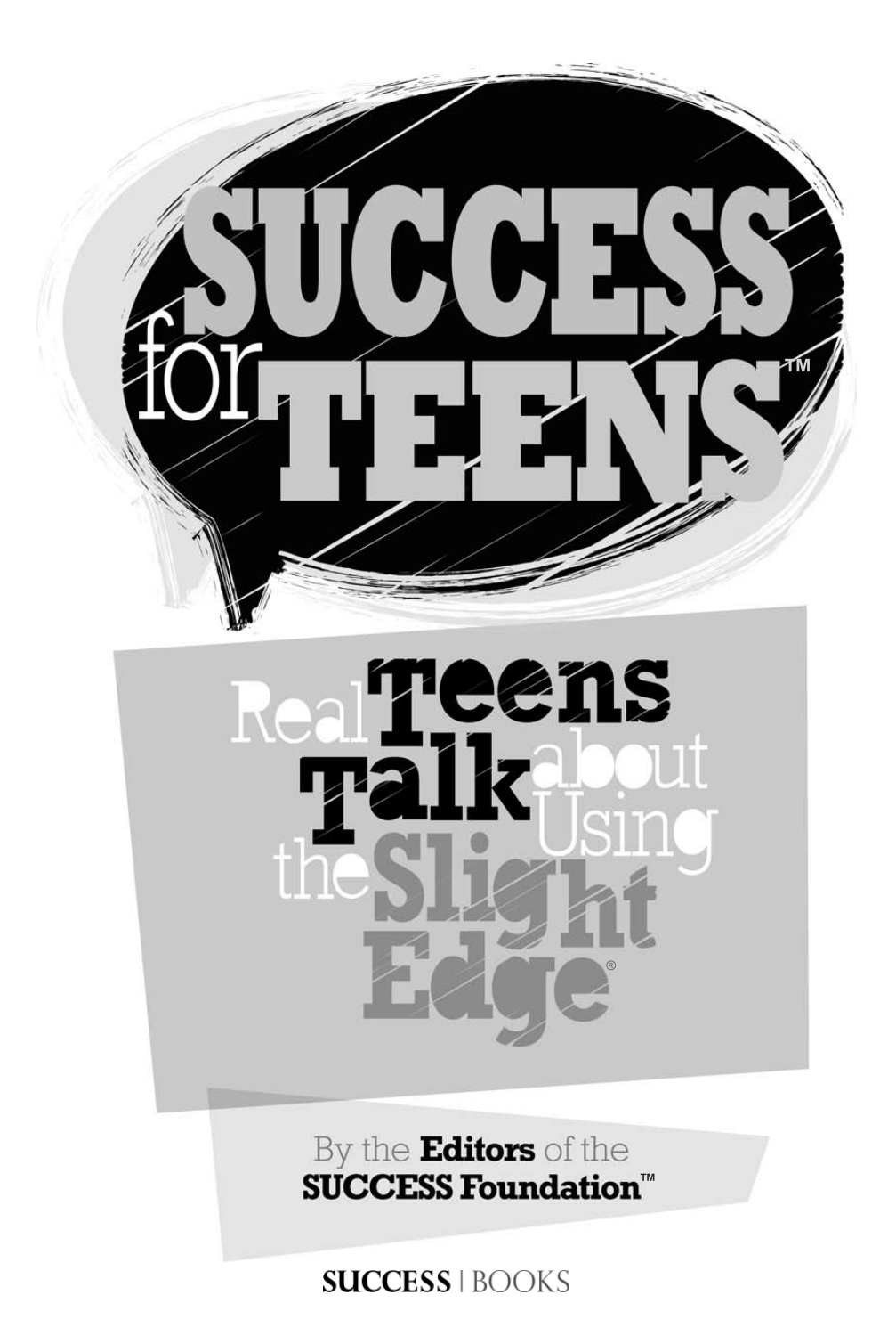# SUCCESS for TEENS™

## Real Teens Talk about Using the Slight Edge®

By the **Editors** of the **SUCCESS Foundation™**

**SUCCESS** | BOOKS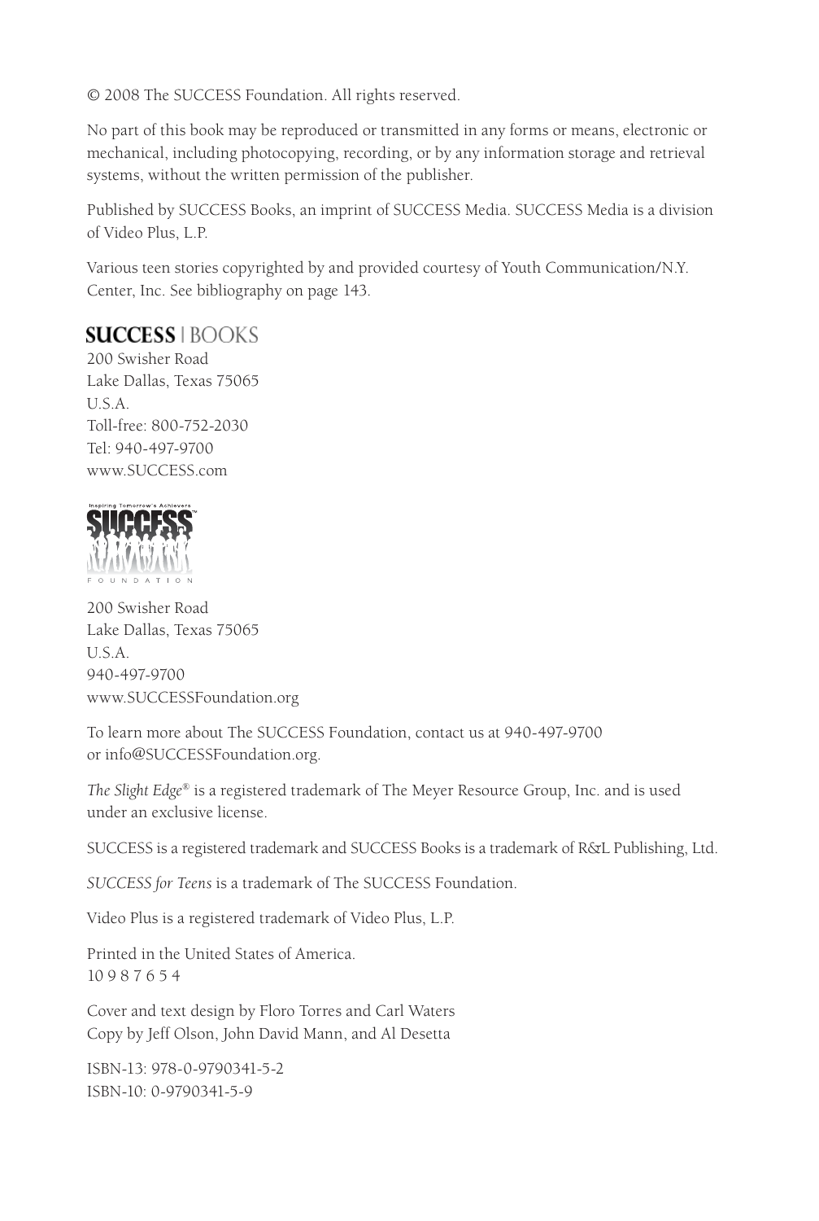© 2008 The SUCCESS Foundation. All rights reserved.

No part of this book may be reproduced or transmitted in any forms or means, electronic or mechanical, including photocopying, recording, or by any information storage and retrieval systems, without the written permission of the publisher.

Published by SUCCESS Books, an imprint of SUCCESS Media. SUCCESS Media is a division of Video Plus, L.P.

Various teen stories copyrighted by and provided courtesy of Youth Communication/N.Y. Center, Inc. See bibliography on page 143.

**SUCCESS** | BOOKS
200 Swisher Road
Lake Dallas, Texas 75065
U.S.A.
Toll-free: 800-752-2030
Tel: 940-497-9700
www.SUCCESS.com

Inspiring Tomorrow's Achievers
SUCCESS™
FOUNDATION

200 Swisher Road
Lake Dallas, Texas 75065
U.S.A.
940-497-9700
www.SUCCESSFoundation.org

To learn more about The SUCCESS Foundation, contact us at 940-497-9700
or info@SUCCESSFoundation.org.

*The Slight Edge*® is a registered trademark of The Meyer Resource Group, Inc. and is used under an exclusive license.

SUCCESS is a registered trademark and SUCCESS Books is a trademark of R&L Publishing, Ltd.

*SUCCESS for Teens* is a trademark of The SUCCESS Foundation.

Video Plus is a registered trademark of Video Plus, L.P.

Printed in the United States of America.
10 9 8 7 6 5 4

Cover and text design by Floro Torres and Carl Waters
Copy by Jeff Olson, John David Mann, and Al Desetta

ISBN-13: 978-0-9790341-5-2
ISBN-10: 0-9790341-5-9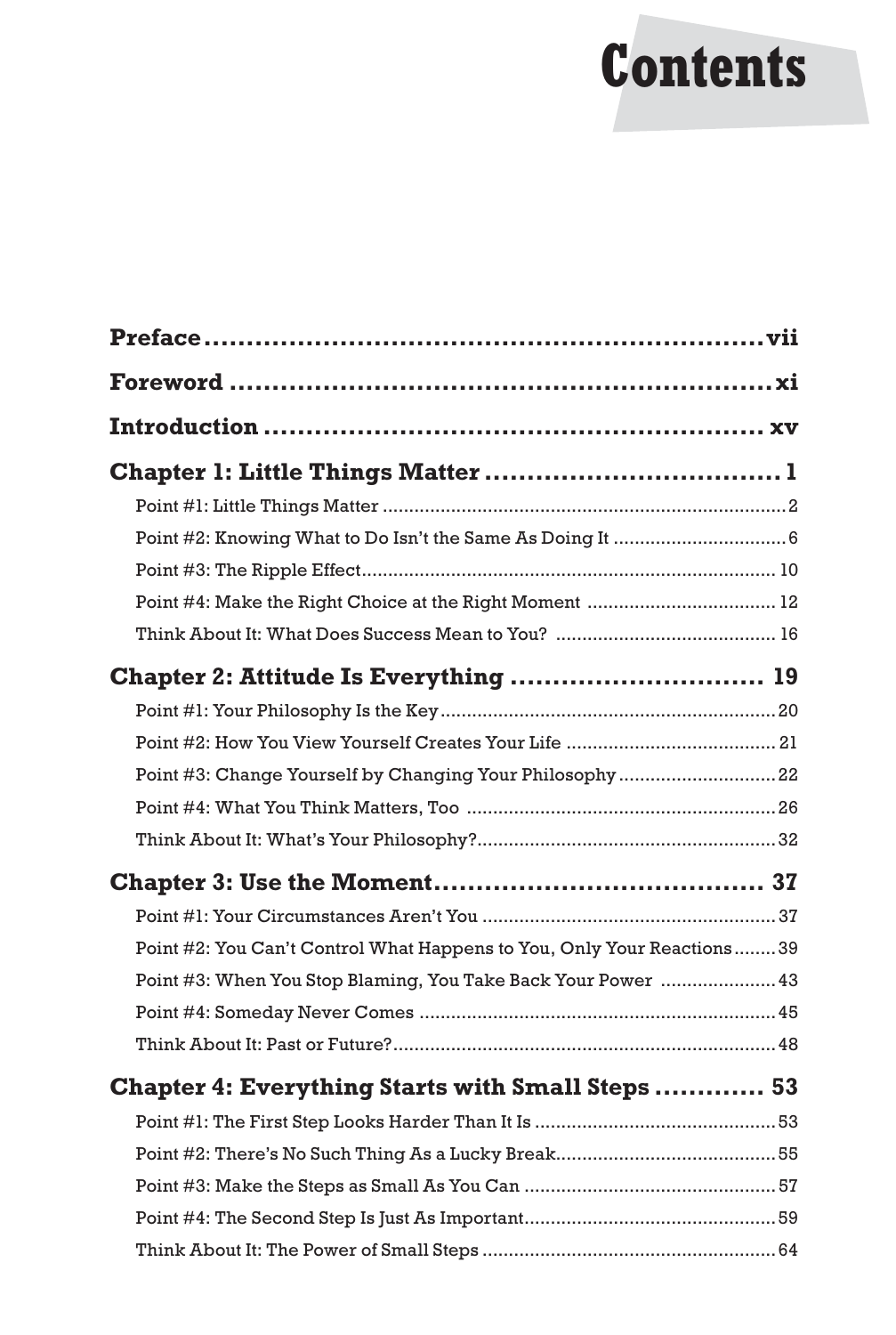# Contents

**Preface** ........ vii

**Foreword** ........ xi

**Introduction** ........ xv

## Chapter 1: Little Things Matter ........ 1

Point #1: Little Things Matter ........ 2

Point #2: Knowing What to Do Isn't the Same As Doing It ........ 6

Point #3: The Ripple Effect ........ 10

Point #4: Make the Right Choice at the Right Moment ........ 12

Think About It: What Does Success Mean to You? ........ 16

## Chapter 2: Attitude Is Everything ........ 19

Point #1: Your Philosophy Is the Key ........ 20

Point #2: How You View Yourself Creates Your Life ........ 21

Point #3: Change Yourself by Changing Your Philosophy ........ 22

Point #4: What You Think Matters, Too ........ 26

Think About It: What's Your Philosophy? ........ 32

## Chapter 3: Use the Moment ........ 37

Point #1: Your Circumstances Aren't You ........ 37

Point #2: You Can't Control What Happens to You, Only Your Reactions ........ 39

Point #3: When You Stop Blaming, You Take Back Your Power ........ 43

Point #4: Someday Never Comes ........ 45

Think About It: Past or Future? ........ 48

## Chapter 4: Everything Starts with Small Steps ........ 53

Point #1: The First Step Looks Harder Than It Is ........ 53

Point #2: There's No Such Thing As a Lucky Break ........ 55

Point #3: Make the Steps as Small As You Can ........ 57

Point #4: The Second Step Is Just As Important ........ 59

Think About It: The Power of Small Steps ........ 64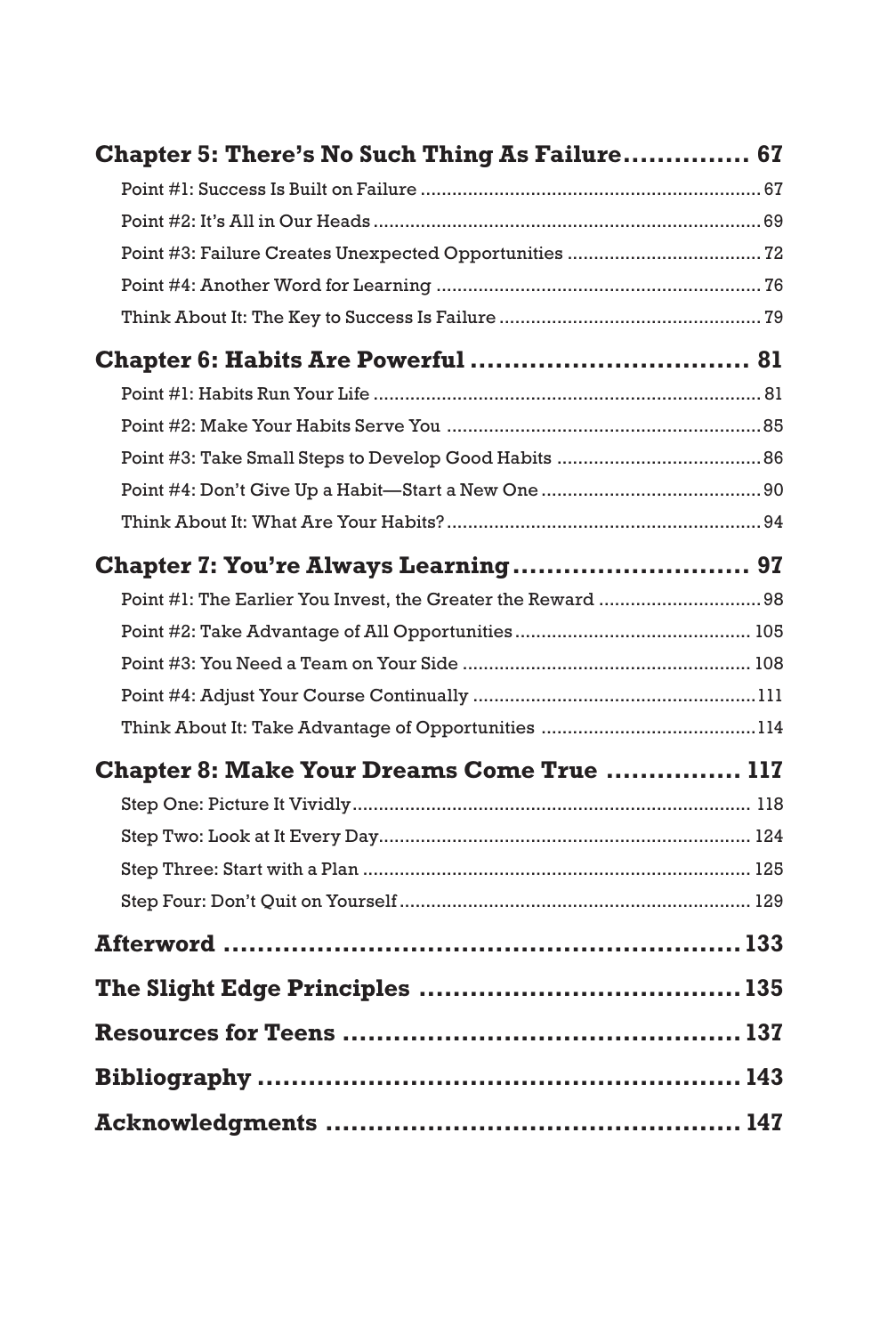**Chapter 5: There's No Such Thing As Failure............... 67**

Point #1: Success Is Built on Failure ............................................................... 67

Point #2: It's All in Our Heads ........................................................................ 69

Point #3: Failure Creates Unexpected Opportunities ..................................... 72

Point #4: Another Word for Learning ............................................................. 76

Think About It: The Key to Success Is Failure ................................................. 79

**Chapter 6: Habits Are Powerful ................................. 81**

Point #1: Habits Run Your Life ........................................................................ 81

Point #2: Make Your Habits Serve You ........................................................... 85

Point #3: Take Small Steps to Develop Good Habits ....................................... 86

Point #4: Don't Give Up a Habit—Start a New One .......................................... 90

Think About It: What Are Your Habits? ............................................................ 94

**Chapter 7: You're Always Learning ............................ 97**

Point #1: The Earlier You Invest, the Greater the Reward ............................... 98

Point #2: Take Advantage of All Opportunities ............................................. 105

Point #3: You Need a Team on Your Side ...................................................... 108

Point #4: Adjust Your Course Continually ..................................................... 111

Think About It: Take Advantage of Opportunities ......................................... 114

**Chapter 8: Make Your Dreams Come True ................ 117**

Step One: Picture It Vividly ............................................................................ 118

Step Two: Look at It Every Day ...................................................................... 124

Step Three: Start with a Plan ......................................................................... 125

Step Four: Don't Quit on Yourself .................................................................. 129

**Afterword ............................................................ 133**

**The Slight Edge Principles ..................................... 135**

**Resources for Teens ............................................. 137**

**Bibliography ........................................................ 143**

**Acknowledgments ................................................ 147**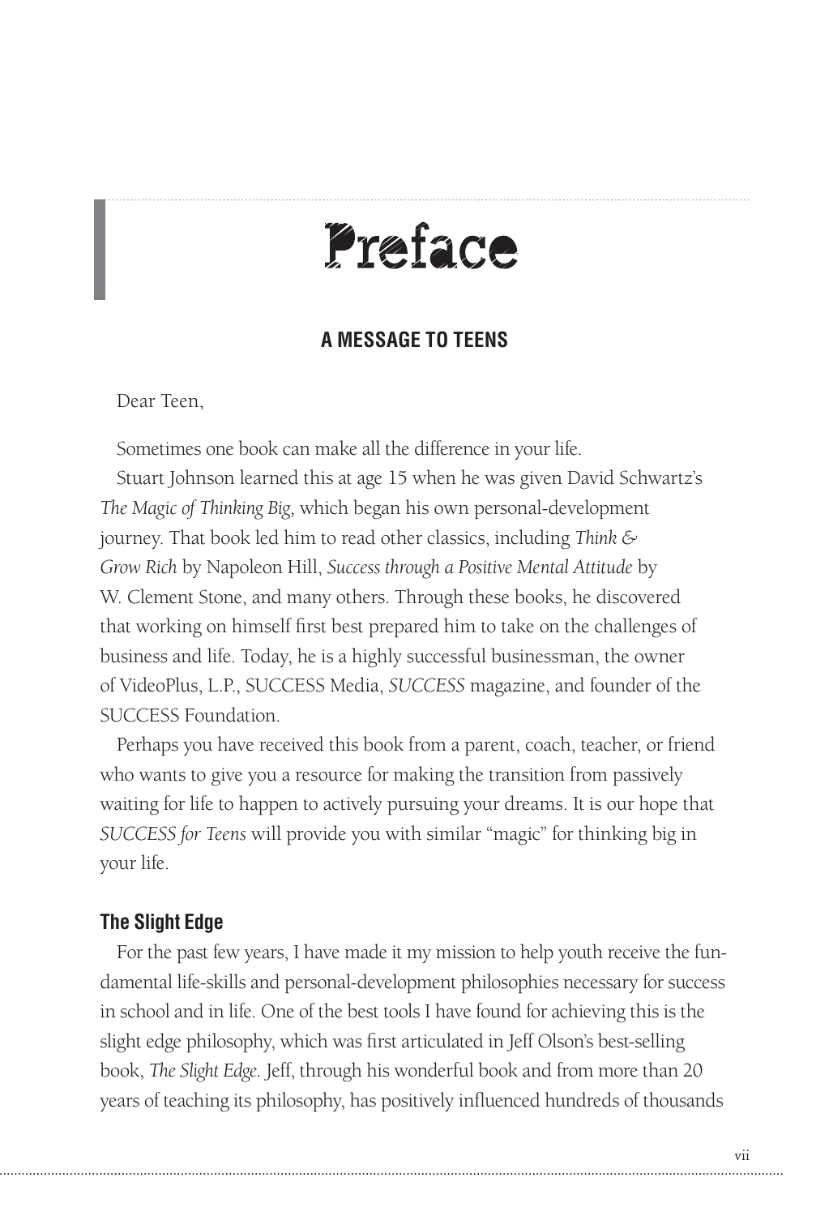# Preface

## A MESSAGE TO TEENS

Dear Teen,

Sometimes one book can make all the difference in your life.

Stuart Johnson learned this at age 15 when he was given David Schwartz's *The Magic of Thinking Big,* which began his own personal-development journey. That book led him to read other classics, including *Think & Grow Rich* by Napoleon Hill, *Success through a Positive Mental Attitude* by W. Clement Stone, and many others. Through these books, he discovered that working on himself first best prepared him to take on the challenges of business and life. Today, he is a highly successful businessman, the owner of VideoPlus, L.P., SUCCESS Media, *SUCCESS* magazine, and founder of the SUCCESS Foundation.

Perhaps you have received this book from a parent, coach, teacher, or friend who wants to give you a resource for making the transition from passively waiting for life to happen to actively pursuing your dreams. It is our hope that *SUCCESS for Teens* will provide you with similar "magic" for thinking big in your life.

### The Slight Edge

For the past few years, I have made it my mission to help youth receive the fundamental life-skills and personal-development philosophies necessary for success in school and in life. One of the best tools I have found for achieving this is the slight edge philosophy, which was first articulated in Jeff Olson's best-selling book, *The Slight Edge.* Jeff, through his wonderful book and from more than 20 years of teaching its philosophy, has positively influenced hundreds of thousands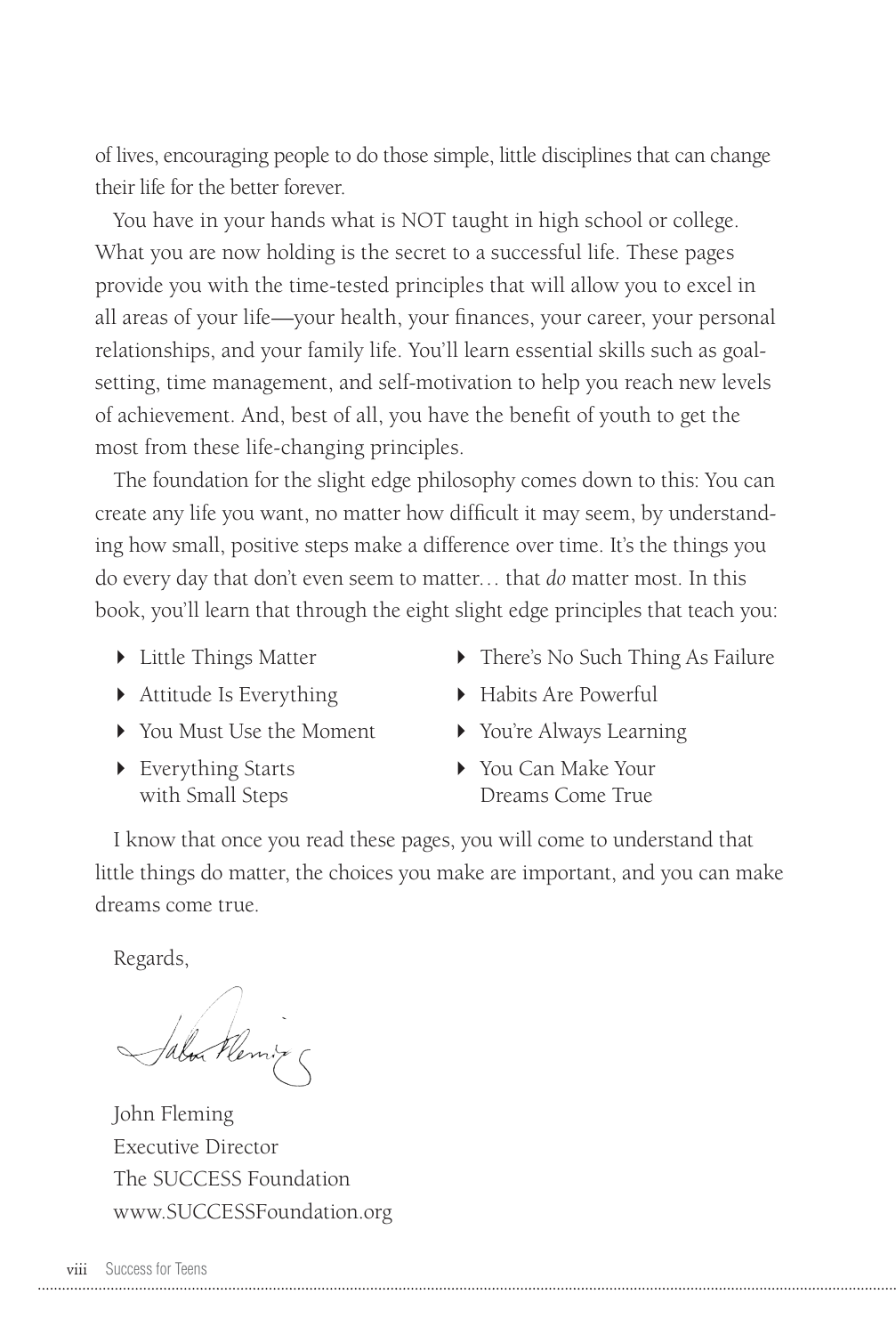of lives, encouraging people to do those simple, little disciplines that can change their life for the better forever.

You have in your hands what is NOT taught in high school or college. What you are now holding is the secret to a successful life. These pages provide you with the time-tested principles that will allow you to excel in all areas of your life—your health, your finances, your career, your personal relationships, and your family life. You'll learn essential skills such as goal-setting, time management, and self-motivation to help you reach new levels of achievement. And, best of all, you have the benefit of youth to get the most from these life-changing principles.

The foundation for the slight edge philosophy comes down to this: You can create any life you want, no matter how difficult it may seem, by understanding how small, positive steps make a difference over time. It's the things you do every day that don't even seem to matter… that *do* matter most. In this book, you'll learn that through the eight slight edge principles that teach you:

- Little Things Matter
- Attitude Is Everything
- You Must Use the Moment
- Everything Starts with Small Steps
- There's No Such Thing As Failure
- Habits Are Powerful
- You're Always Learning
- You Can Make Your Dreams Come True

I know that once you read these pages, you will come to understand that little things do matter, the choices you make are important, and you can make dreams come true.

Regards,

John Fleming
Executive Director
The SUCCESS Foundation
www.SUCCESSFoundation.org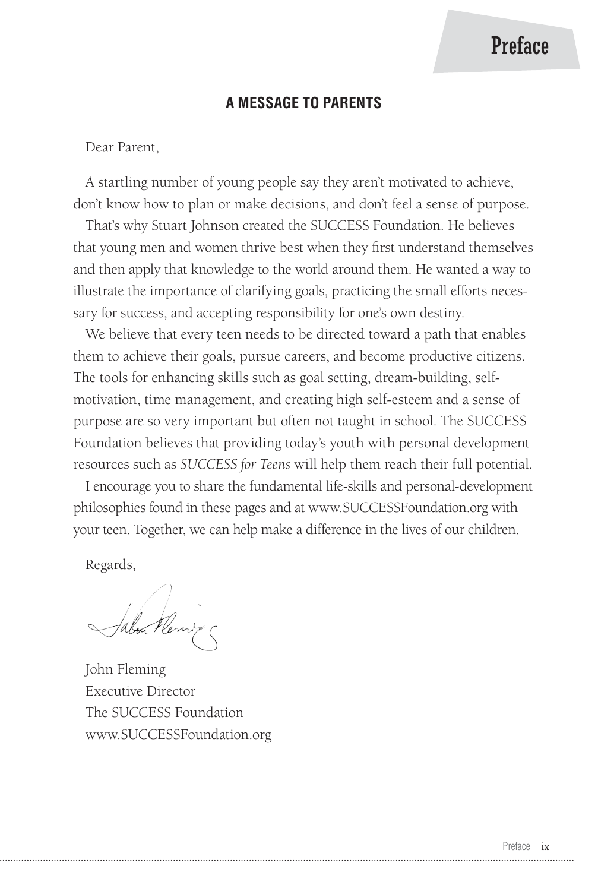# Preface

## A MESSAGE TO PARENTS

Dear Parent,

A startling number of young people say they aren't motivated to achieve, don't know how to plan or make decisions, and don't feel a sense of purpose.

That's why Stuart Johnson created the SUCCESS Foundation. He believes that young men and women thrive best when they first understand themselves and then apply that knowledge to the world around them. He wanted a way to illustrate the importance of clarifying goals, practicing the small efforts necessary for success, and accepting responsibility for one's own destiny.

We believe that every teen needs to be directed toward a path that enables them to achieve their goals, pursue careers, and become productive citizens. The tools for enhancing skills such as goal setting, dream-building, self-motivation, time management, and creating high self-esteem and a sense of purpose are so very important but often not taught in school. The SUCCESS Foundation believes that providing today's youth with personal development resources such as *SUCCESS for Teens* will help them reach their full potential.

I encourage you to share the fundamental life-skills and personal-development philosophies found in these pages and at www.SUCCESSFoundation.org with your teen. Together, we can help make a difference in the lives of our children.

Regards,

John Fleming
Executive Director
The SUCCESS Foundation
www.SUCCESSFoundation.org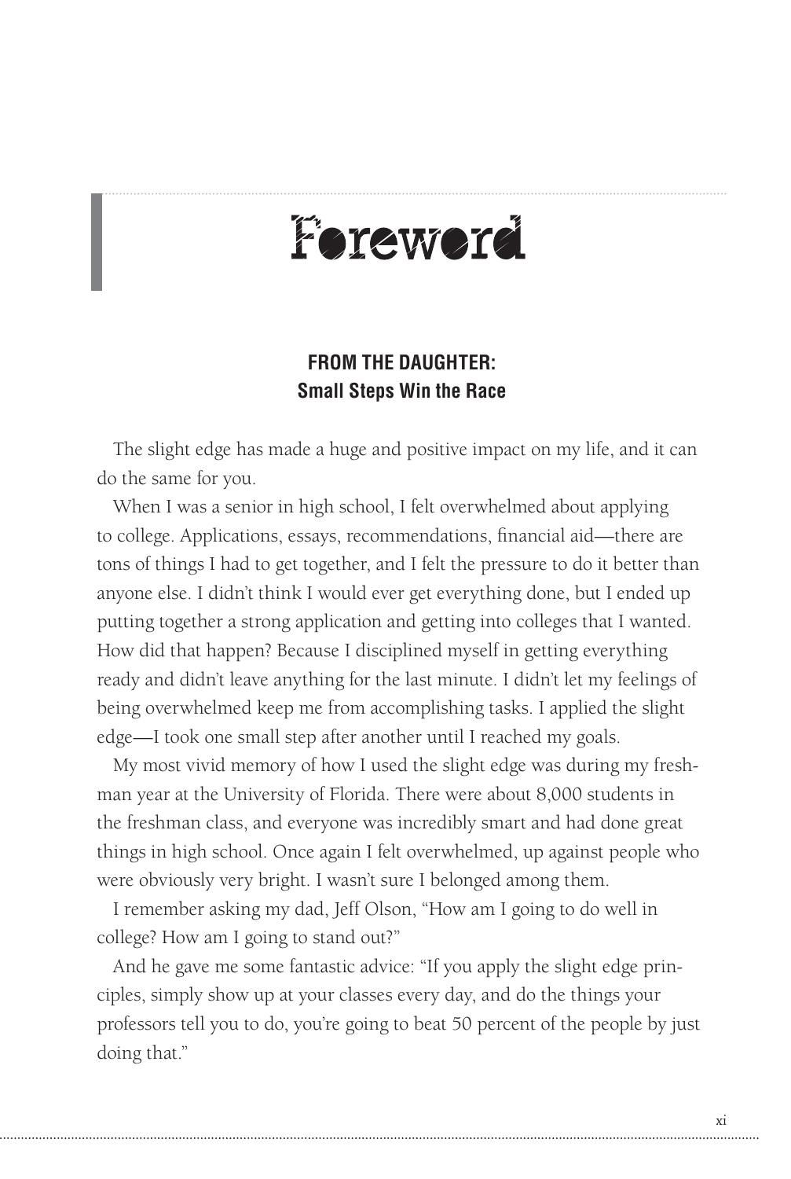# Foreword

## FROM THE DAUGHTER:
## Small Steps Win the Race

The slight edge has made a huge and positive impact on my life, and it can do the same for you.

When I was a senior in high school, I felt overwhelmed about applying to college. Applications, essays, recommendations, financial aid—there are tons of things I had to get together, and I felt the pressure to do it better than anyone else. I didn't think I would ever get everything done, but I ended up putting together a strong application and getting into colleges that I wanted. How did that happen? Because I disciplined myself in getting everything ready and didn't leave anything for the last minute. I didn't let my feelings of being overwhelmed keep me from accomplishing tasks. I applied the slight edge—I took one small step after another until I reached my goals.

My most vivid memory of how I used the slight edge was during my freshman year at the University of Florida. There were about 8,000 students in the freshman class, and everyone was incredibly smart and had done great things in high school. Once again I felt overwhelmed, up against people who were obviously very bright. I wasn't sure I belonged among them.

I remember asking my dad, Jeff Olson, "How am I going to do well in college? How am I going to stand out?"

And he gave me some fantastic advice: "If you apply the slight edge principles, simply show up at your classes every day, and do the things your professors tell you to do, you're going to beat 50 percent of the people by just doing that."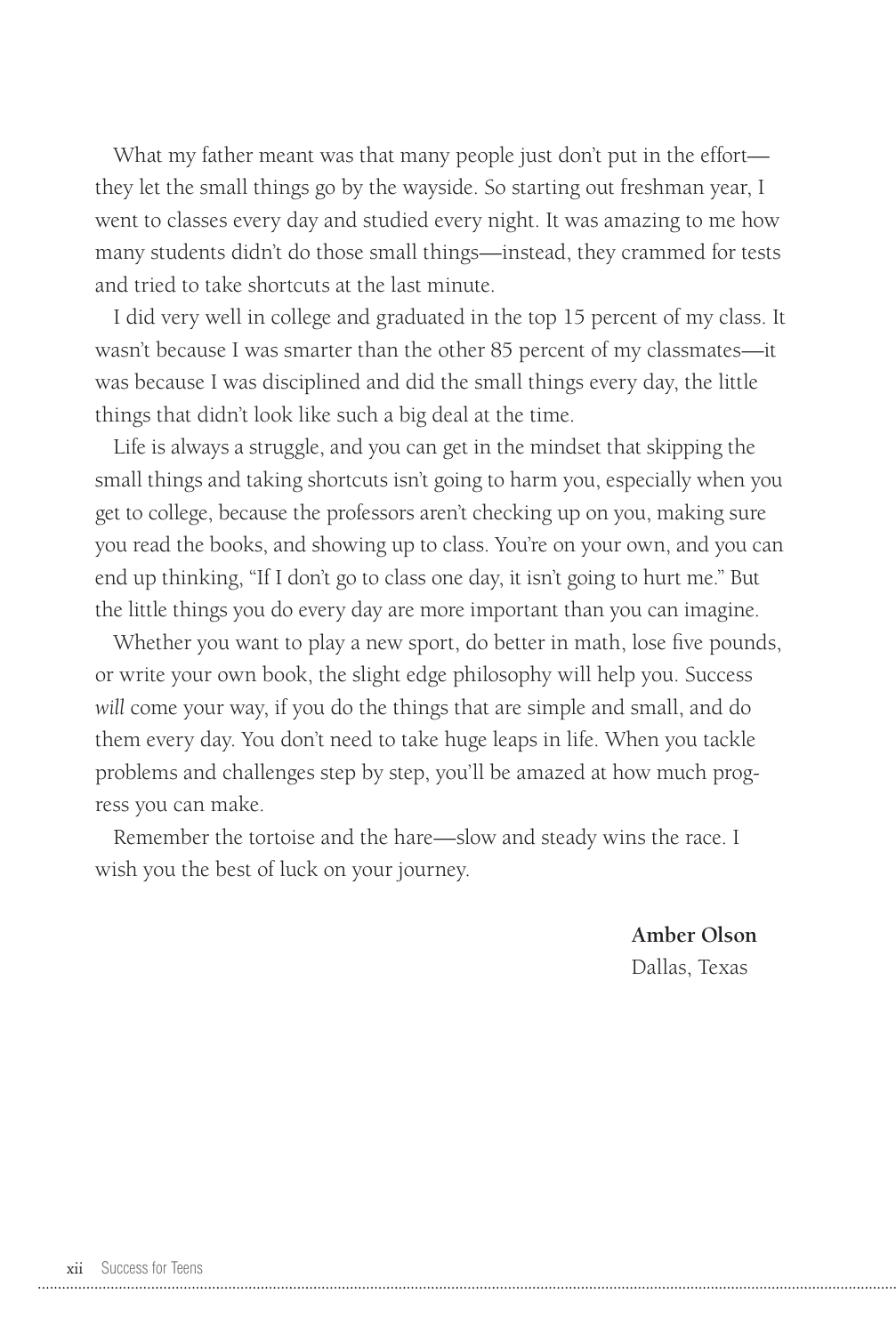What my father meant was that many people just don't put in the effort—they let the small things go by the wayside. So starting out freshman year, I went to classes every day and studied every night. It was amazing to me how many students didn't do those small things—instead, they crammed for tests and tried to take shortcuts at the last minute.

I did very well in college and graduated in the top 15 percent of my class. It wasn't because I was smarter than the other 85 percent of my classmates—it was because I was disciplined and did the small things every day, the little things that didn't look like such a big deal at the time.

Life is always a struggle, and you can get in the mindset that skipping the small things and taking shortcuts isn't going to harm you, especially when you get to college, because the professors aren't checking up on you, making sure you read the books, and showing up to class. You're on your own, and you can end up thinking, "If I don't go to class one day, it isn't going to hurt me." But the little things you do every day are more important than you can imagine.

Whether you want to play a new sport, do better in math, lose five pounds, or write your own book, the slight edge philosophy will help you. Success *will* come your way, if you do the things that are simple and small, and do them every day. You don't need to take huge leaps in life. When you tackle problems and challenges step by step, you'll be amazed at how much progress you can make.

Remember the tortoise and the hare—slow and steady wins the race. I wish you the best of luck on your journey.

**Amber Olson**
Dallas, Texas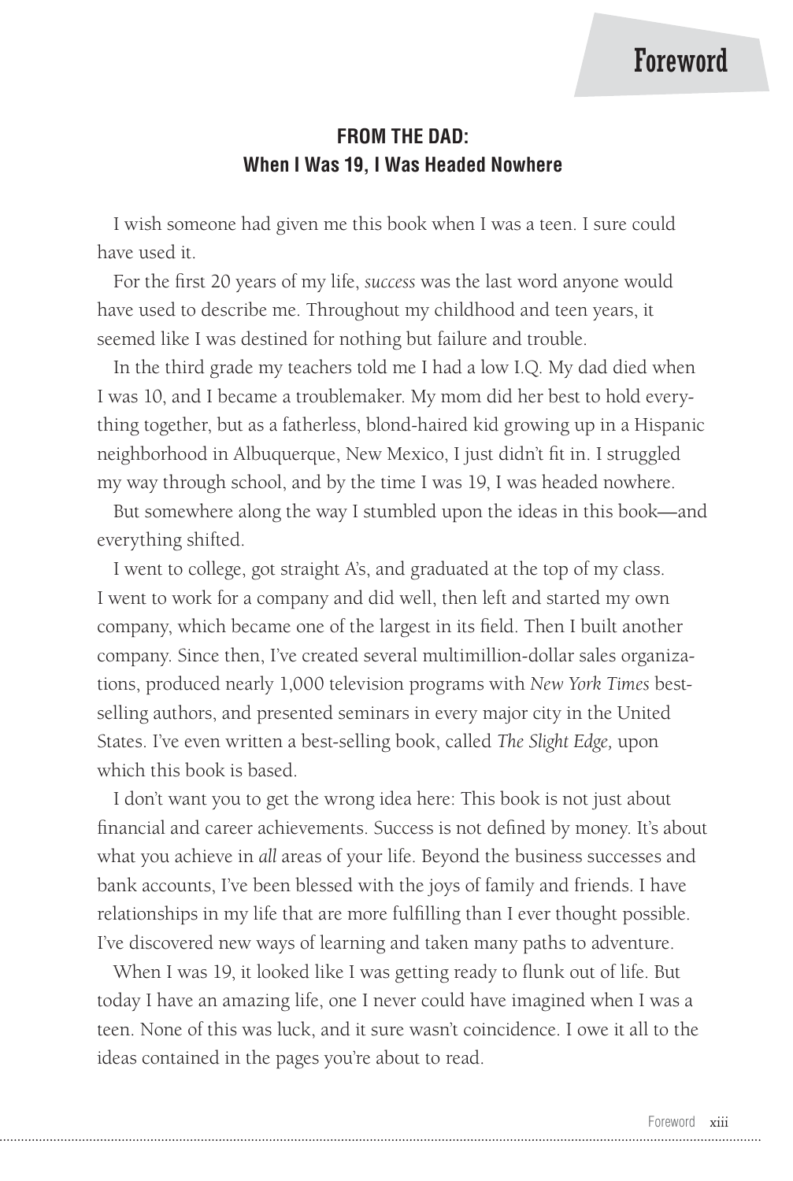# Foreword

## FROM THE DAD:
## When I Was 19, I Was Headed Nowhere

I wish someone had given me this book when I was a teen. I sure could have used it.

For the first 20 years of my life, *success* was the last word anyone would have used to describe me. Throughout my childhood and teen years, it seemed like I was destined for nothing but failure and trouble.

In the third grade my teachers told me I had a low I.Q. My dad died when I was 10, and I became a troublemaker. My mom did her best to hold everything together, but as a fatherless, blond-haired kid growing up in a Hispanic neighborhood in Albuquerque, New Mexico, I just didn't fit in. I struggled my way through school, and by the time I was 19, I was headed nowhere.

But somewhere along the way I stumbled upon the ideas in this book—and everything shifted.

I went to college, got straight A's, and graduated at the top of my class. I went to work for a company and did well, then left and started my own company, which became one of the largest in its field. Then I built another company. Since then, I've created several multimillion-dollar sales organizations, produced nearly 1,000 television programs with *New York Times* best-selling authors, and presented seminars in every major city in the United States. I've even written a best-selling book, called *The Slight Edge,* upon which this book is based.

I don't want you to get the wrong idea here: This book is not just about financial and career achievements. Success is not defined by money. It's about what you achieve in *all* areas of your life. Beyond the business successes and bank accounts, I've been blessed with the joys of family and friends. I have relationships in my life that are more fulfilling than I ever thought possible. I've discovered new ways of learning and taken many paths to adventure.

When I was 19, it looked like I was getting ready to flunk out of life. But today I have an amazing life, one I never could have imagined when I was a teen. None of this was luck, and it sure wasn't coincidence. I owe it all to the ideas contained in the pages you're about to read.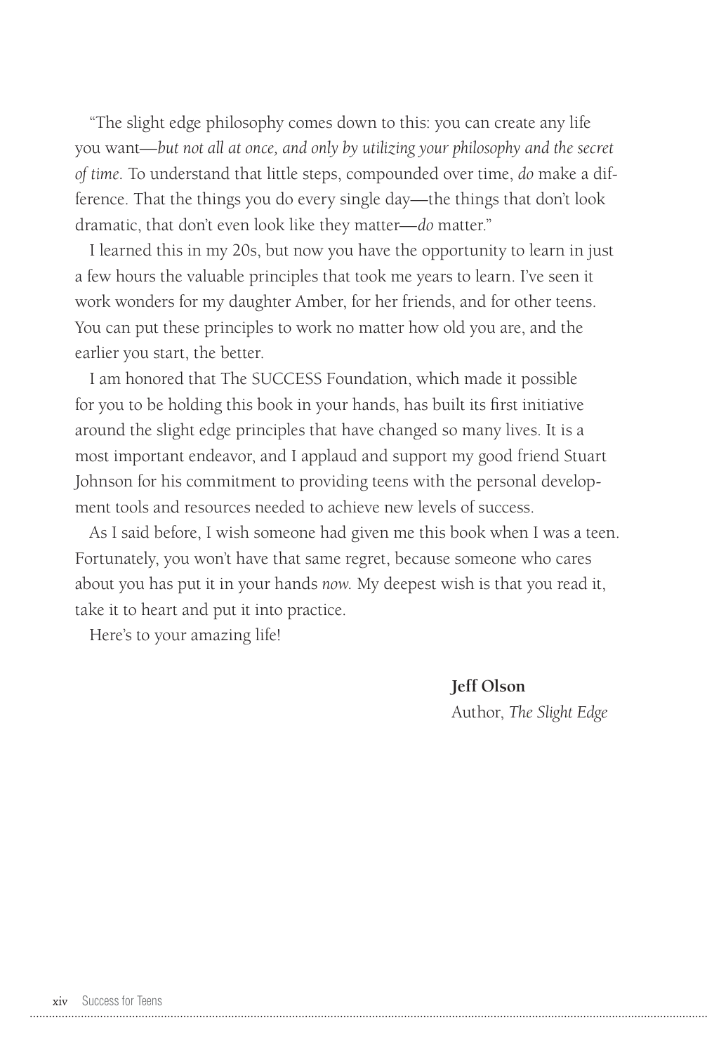"The slight edge philosophy comes down to this: you can create any life you want—*but not all at once, and only by utilizing your philosophy and the secret of time.* To understand that little steps, compounded over time, *do* make a difference. That the things you do every single day—the things that don't look dramatic, that don't even look like they matter—*do* matter."

I learned this in my 20s, but now you have the opportunity to learn in just a few hours the valuable principles that took me years to learn. I've seen it work wonders for my daughter Amber, for her friends, and for other teens. You can put these principles to work no matter how old you are, and the earlier you start, the better.

I am honored that The SUCCESS Foundation, which made it possible for you to be holding this book in your hands, has built its first initiative around the slight edge principles that have changed so many lives. It is a most important endeavor, and I applaud and support my good friend Stuart Johnson for his commitment to providing teens with the personal development tools and resources needed to achieve new levels of success.

As I said before, I wish someone had given me this book when I was a teen. Fortunately, you won't have that same regret, because someone who cares about you has put it in your hands *now.* My deepest wish is that you read it, take it to heart and put it into practice.

Here's to your amazing life!

**Jeff Olson**
Author, *The Slight Edge*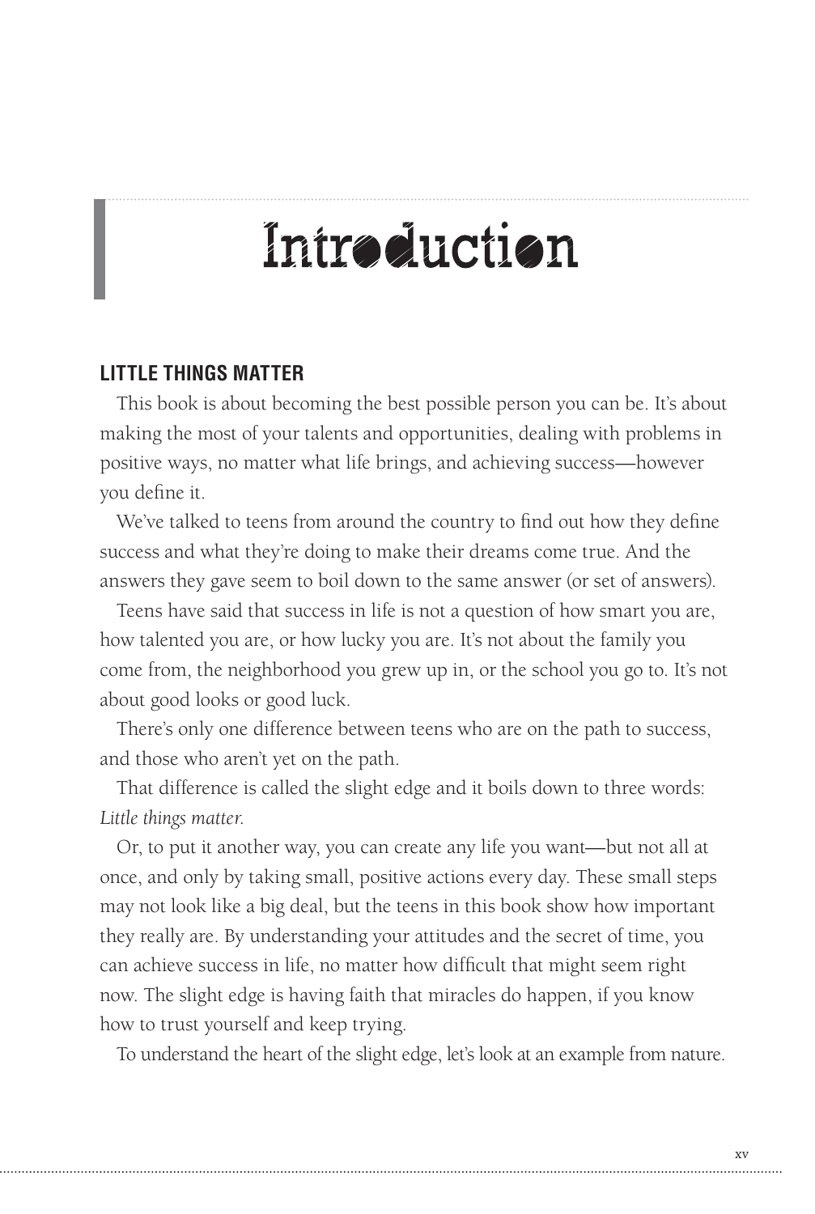# Introduction

## LITTLE THINGS MATTER

This book is about becoming the best possible person you can be. It's about making the most of your talents and opportunities, dealing with problems in positive ways, no matter what life brings, and achieving success—however you define it.

We've talked to teens from around the country to find out how they define success and what they're doing to make their dreams come true. And the answers they gave seem to boil down to the same answer (or set of answers).

Teens have said that success in life is not a question of how smart you are, how talented you are, or how lucky you are. It's not about the family you come from, the neighborhood you grew up in, or the school you go to. It's not about good looks or good luck.

There's only one difference between teens who are on the path to success, and those who aren't yet on the path.

That difference is called the slight edge and it boils down to three words: *Little things matter.*

Or, to put it another way, you can create any life you want—but not all at once, and only by taking small, positive actions every day. These small steps may not look like a big deal, but the teens in this book show how important they really are. By understanding your attitudes and the secret of time, you can achieve success in life, no matter how difficult that might seem right now. The slight edge is having faith that miracles do happen, if you know how to trust yourself and keep trying.

To understand the heart of the slight edge, let's look at an example from nature.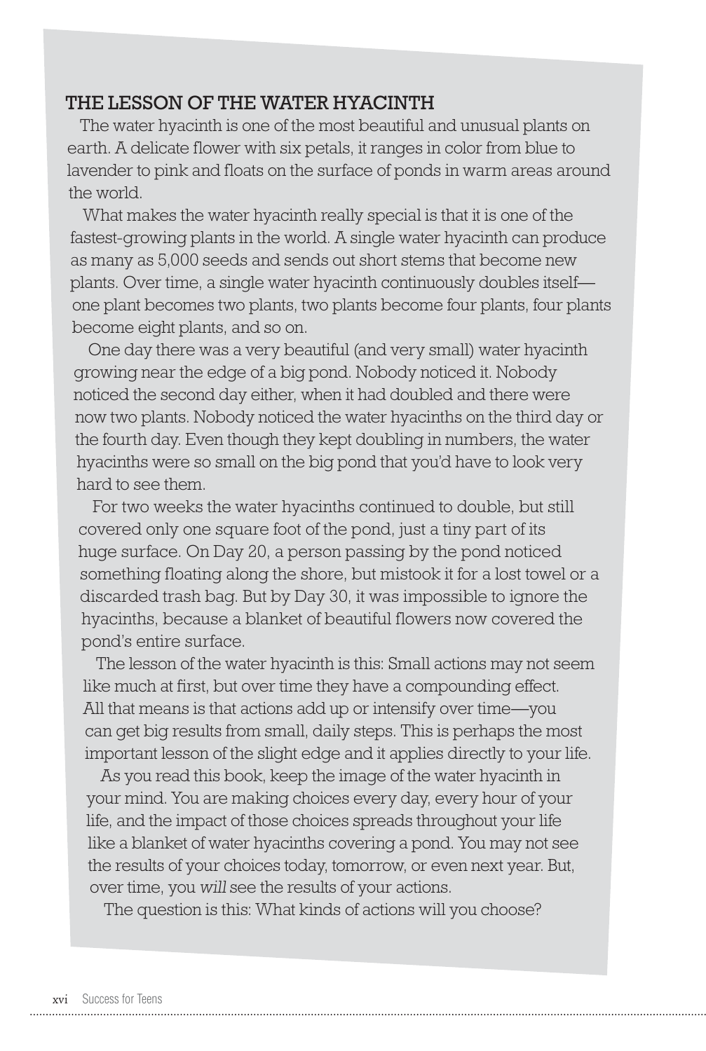## THE LESSON OF THE WATER HYACINTH

The water hyacinth is one of the most beautiful and unusual plants on earth. A delicate flower with six petals, it ranges in color from blue to lavender to pink and floats on the surface of ponds in warm areas around the world.

What makes the water hyacinth really special is that it is one of the fastest-growing plants in the world. A single water hyacinth can produce as many as 5,000 seeds and sends out short stems that become new plants. Over time, a single water hyacinth continuously doubles itself—one plant becomes two plants, two plants become four plants, four plants become eight plants, and so on.

One day there was a very beautiful (and very small) water hyacinth growing near the edge of a big pond. Nobody noticed it. Nobody noticed the second day either, when it had doubled and there were now two plants. Nobody noticed the water hyacinths on the third day or the fourth day. Even though they kept doubling in numbers, the water hyacinths were so small on the big pond that you'd have to look very hard to see them.

For two weeks the water hyacinths continued to double, but still covered only one square foot of the pond, just a tiny part of its huge surface. On Day 20, a person passing by the pond noticed something floating along the shore, but mistook it for a lost towel or a discarded trash bag. But by Day 30, it was impossible to ignore the hyacinths, because a blanket of beautiful flowers now covered the pond's entire surface.

The lesson of the water hyacinth is this: Small actions may not seem like much at first, but over time they have a compounding effect. All that means is that actions add up or intensify over time—you can get big results from small, daily steps. This is perhaps the most important lesson of the slight edge and it applies directly to your life.

As you read this book, keep the image of the water hyacinth in your mind. You are making choices every day, every hour of your life, and the impact of those choices spreads throughout your life like a blanket of water hyacinths covering a pond. You may not see the results of your choices today, tomorrow, or even next year. But, over time, you *will* see the results of your actions.

The question is this: What kinds of actions will you choose?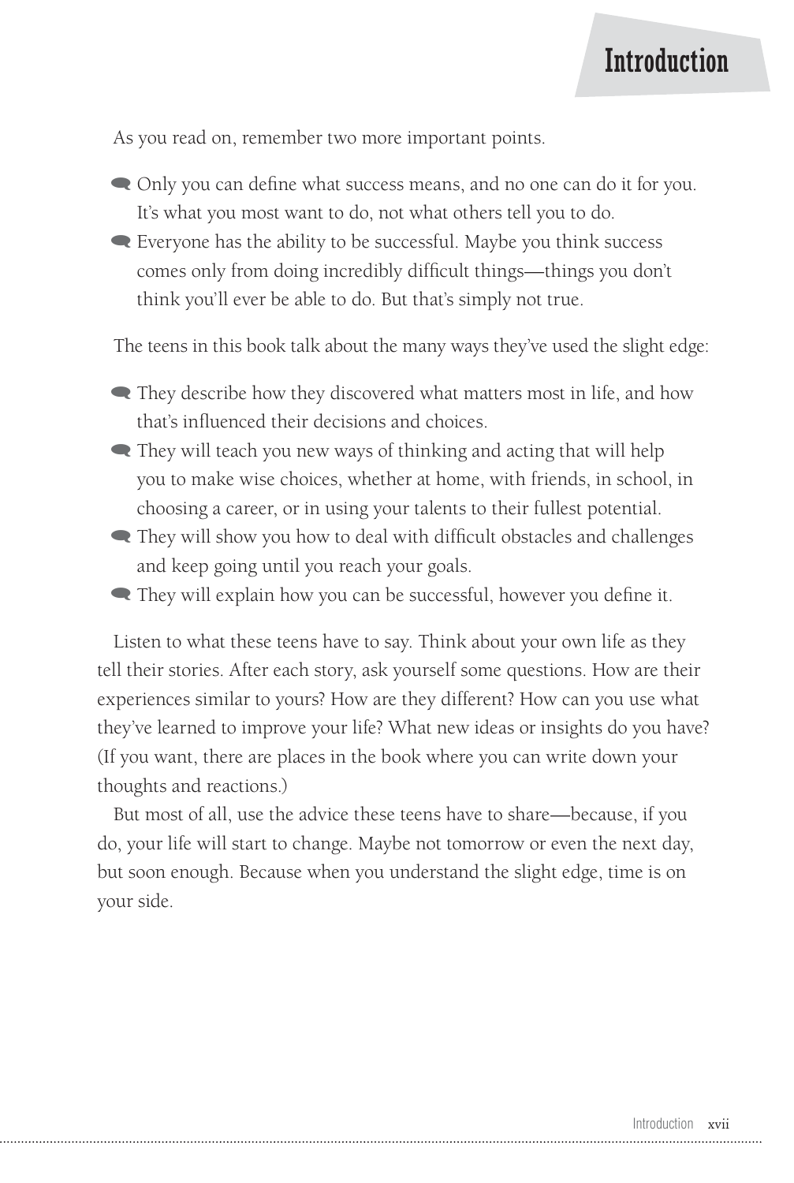As you read on, remember two more important points.

- Only you can define what success means, and no one can do it for you. It's what you most want to do, not what others tell you to do.
- Everyone has the ability to be successful. Maybe you think success comes only from doing incredibly difficult things—things you don't think you'll ever be able to do. But that's simply not true.

The teens in this book talk about the many ways they've used the slight edge:

- They describe how they discovered what matters most in life, and how that's influenced their decisions and choices.
- They will teach you new ways of thinking and acting that will help you to make wise choices, whether at home, with friends, in school, in choosing a career, or in using your talents to their fullest potential.
- They will show you how to deal with difficult obstacles and challenges and keep going until you reach your goals.
- They will explain how you can be successful, however you define it.

Listen to what these teens have to say. Think about your own life as they tell their stories. After each story, ask yourself some questions. How are their experiences similar to yours? How are they different? How can you use what they've learned to improve your life? What new ideas or insights do you have? (If you want, there are places in the book where you can write down your thoughts and reactions.)

But most of all, use the advice these teens have to share—because, if you do, your life will start to change. Maybe not tomorrow or even the next day, but soon enough. Because when you understand the slight edge, time is on your side.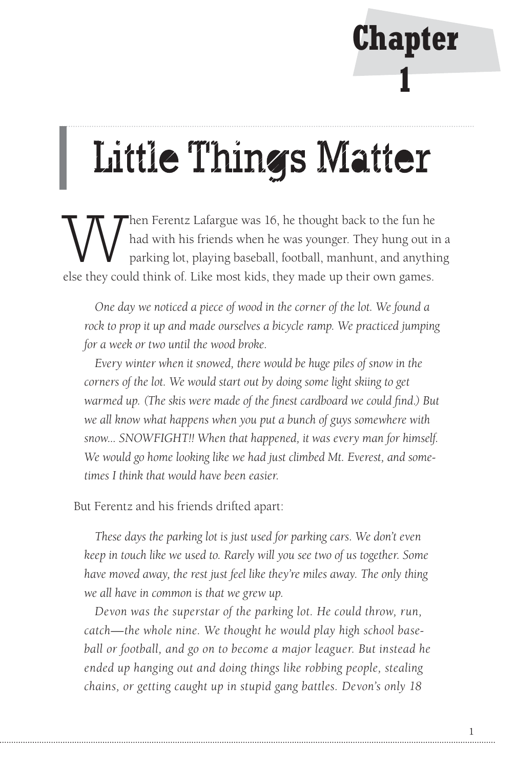# Chapter 1

## Little Things Matter

When Ferentz Lafargue was 16, he thought back to the fun he had with his friends when he was younger. They hung out in a parking lot, playing baseball, football, manhunt, and anything else they could think of. Like most kids, they made up their own games.

> *One day we noticed a piece of wood in the corner of the lot. We found a rock to prop it up and made ourselves a bicycle ramp. We practiced jumping for a week or two until the wood broke.*
>
> *Every winter when it snowed, there would be huge piles of snow in the corners of the lot. We would start out by doing some light skiing to get warmed up. (The skis were made of the finest cardboard we could find.) But we all know what happens when you put a bunch of guys somewhere with snow... SNOWFIGHT!! When that happened, it was every man for himself. We would go home looking like we had just climbed Mt. Everest, and sometimes I think that would have been easier.*

But Ferentz and his friends drifted apart:

> *These days the parking lot is just used for parking cars. We don't even keep in touch like we used to. Rarely will you see two of us together. Some have moved away, the rest just feel like they're miles away. The only thing we all have in common is that we grew up.*
>
> *Devon was the superstar of the parking lot. He could throw, run, catch—the whole nine. We thought he would play high school baseball or football, and go on to become a major leaguer. But instead he ended up hanging out and doing things like robbing people, stealing chains, or getting caught up in stupid gang battles. Devon's only 18*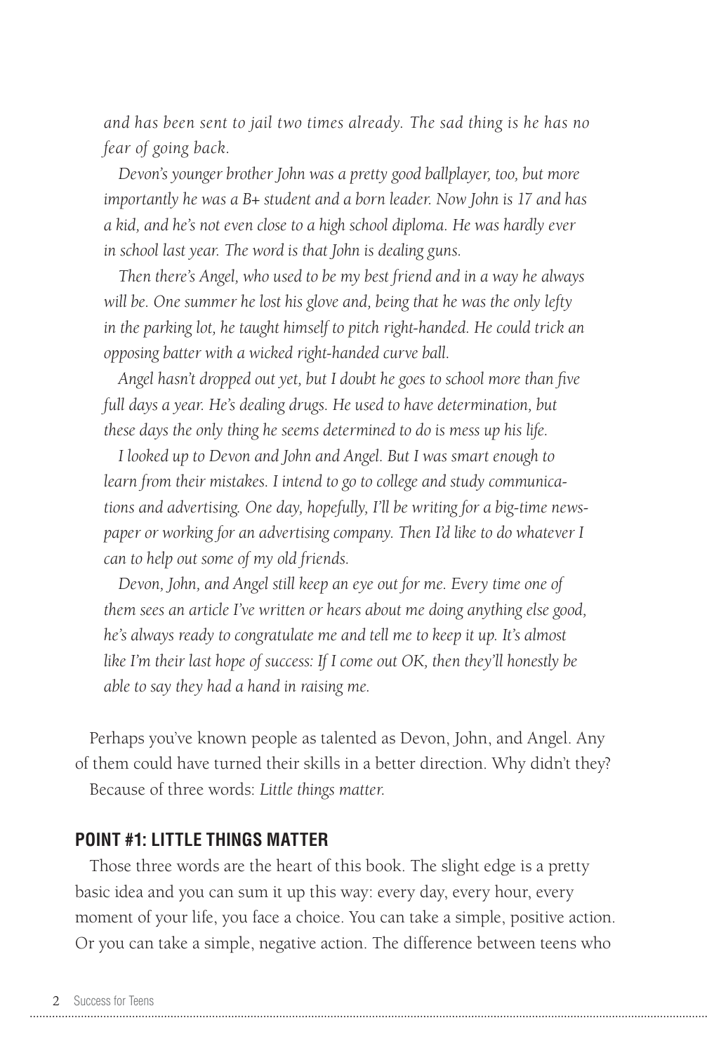*and has been sent to jail two times already. The sad thing is he has no fear of going back.*

*Devon's younger brother John was a pretty good ballplayer, too, but more importantly he was a B+ student and a born leader. Now John is 17 and has a kid, and he's not even close to a high school diploma. He was hardly ever in school last year. The word is that John is dealing guns.*

*Then there's Angel, who used to be my best friend and in a way he always will be. One summer he lost his glove and, being that he was the only lefty in the parking lot, he taught himself to pitch right-handed. He could trick an opposing batter with a wicked right-handed curve ball.*

*Angel hasn't dropped out yet, but I doubt he goes to school more than five full days a year. He's dealing drugs. He used to have determination, but these days the only thing he seems determined to do is mess up his life.*

*I looked up to Devon and John and Angel. But I was smart enough to learn from their mistakes. I intend to go to college and study communications and advertising. One day, hopefully, I'll be writing for a big-time newspaper or working for an advertising company. Then I'd like to do whatever I can to help out some of my old friends.*

*Devon, John, and Angel still keep an eye out for me. Every time one of them sees an article I've written or hears about me doing anything else good, he's always ready to congratulate me and tell me to keep it up. It's almost like I'm their last hope of success: If I come out OK, then they'll honestly be able to say they had a hand in raising me.*

Perhaps you've known people as talented as Devon, John, and Angel. Any of them could have turned their skills in a better direction. Why didn't they?

Because of three words: *Little things matter.*

## POINT #1: LITTLE THINGS MATTER

Those three words are the heart of this book. The slight edge is a pretty basic idea and you can sum it up this way: every day, every hour, every moment of your life, you face a choice. You can take a simple, positive action. Or you can take a simple, negative action. The difference between teens who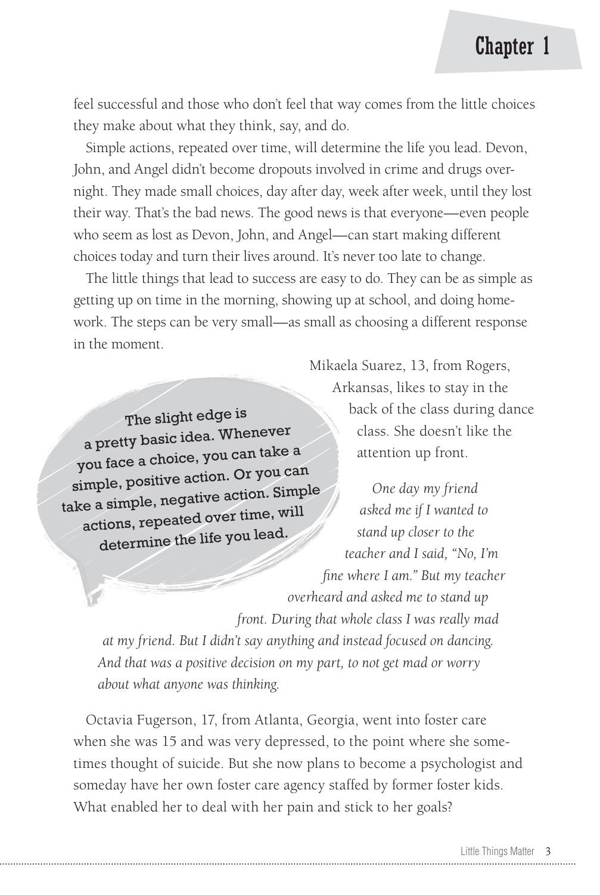feel successful and those who don't feel that way comes from the little choices they make about what they think, say, and do.

Simple actions, repeated over time, will determine the life you lead. Devon, John, and Angel didn't become dropouts involved in crime and drugs overnight. They made small choices, day after day, week after week, until they lost their way. That's the bad news. The good news is that everyone—even people who seem as lost as Devon, John, and Angel—can start making different choices today and turn their lives around. It's never too late to change.

The little things that lead to success are easy to do. They can be as simple as getting up on time in the morning, showing up at school, and doing homework. The steps can be very small—as small as choosing a different response in the moment.

> The slight edge is a pretty basic idea. Whenever you face a choice, you can take a simple, positive action. Or you can take a simple, negative action. Simple actions, repeated over time, will determine the life you lead.

Mikaela Suarez, 13, from Rogers, Arkansas, likes to stay in the back of the class during dance class. She doesn't like the attention up front.

*One day my friend asked me if I wanted to stand up closer to the teacher and I said, "No, I'm fine where I am." But my teacher overheard and asked me to stand up front. During that whole class I was really mad at my friend. But I didn't say anything and instead focused on dancing. And that was a positive decision on my part, to not get mad or worry about what anyone was thinking.*

Octavia Fugerson, 17, from Atlanta, Georgia, went into foster care when she was 15 and was very depressed, to the point where she sometimes thought of suicide. But she now plans to become a psychologist and someday have her own foster care agency staffed by former foster kids. What enabled her to deal with her pain and stick to her goals?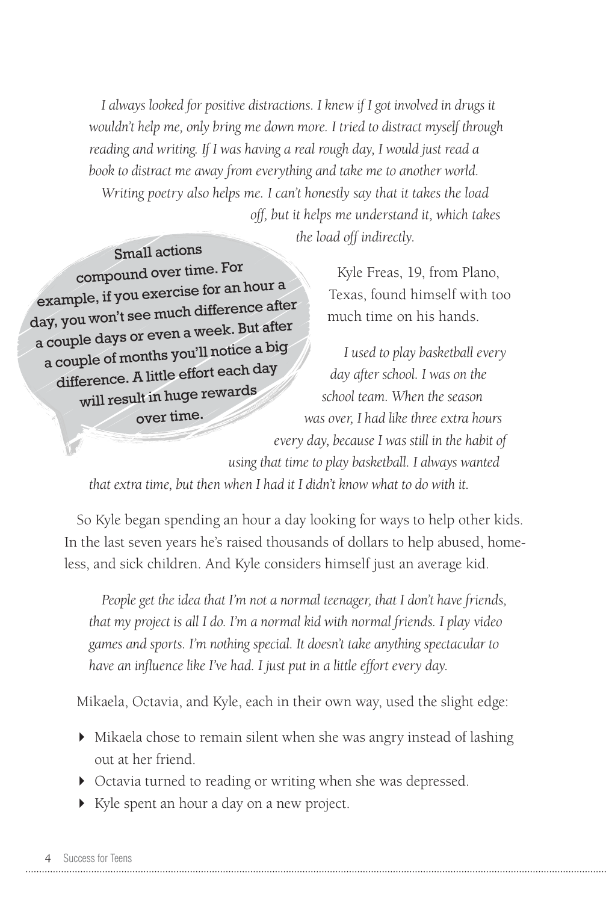*I always looked for positive distractions. I knew if I got involved in drugs it wouldn't help me, only bring me down more. I tried to distract myself through reading and writing. If I was having a real rough day, I would just read a book to distract me away from everything and take me to another world. Writing poetry also helps me. I can't honestly say that it takes the load off, but it helps me understand it, which takes the load off indirectly.*

> Small actions compound over time. For example, if you exercise for an hour a day, you won't see much difference after a couple days or even a week. But after a couple of months you'll notice a big difference. A little effort each day will result in huge rewards over time.

Kyle Freas, 19, from Plano, Texas, found himself with too much time on his hands.

*I used to play basketball every day after school. I was on the school team. When the season was over, I had like three extra hours every day, because I was still in the habit of using that time to play basketball. I always wanted that extra time, but then when I had it I didn't know what to do with it.*

So Kyle began spending an hour a day looking for ways to help other kids. In the last seven years he's raised thousands of dollars to help abused, homeless, and sick children. And Kyle considers himself just an average kid.

*People get the idea that I'm not a normal teenager, that I don't have friends, that my project is all I do. I'm a normal kid with normal friends. I play video games and sports. I'm nothing special. It doesn't take anything spectacular to have an influence like I've had. I just put in a little effort every day.*

Mikaela, Octavia, and Kyle, each in their own way, used the slight edge:

- Mikaela chose to remain silent when she was angry instead of lashing out at her friend.
- Octavia turned to reading or writing when she was depressed.
- Kyle spent an hour a day on a new project.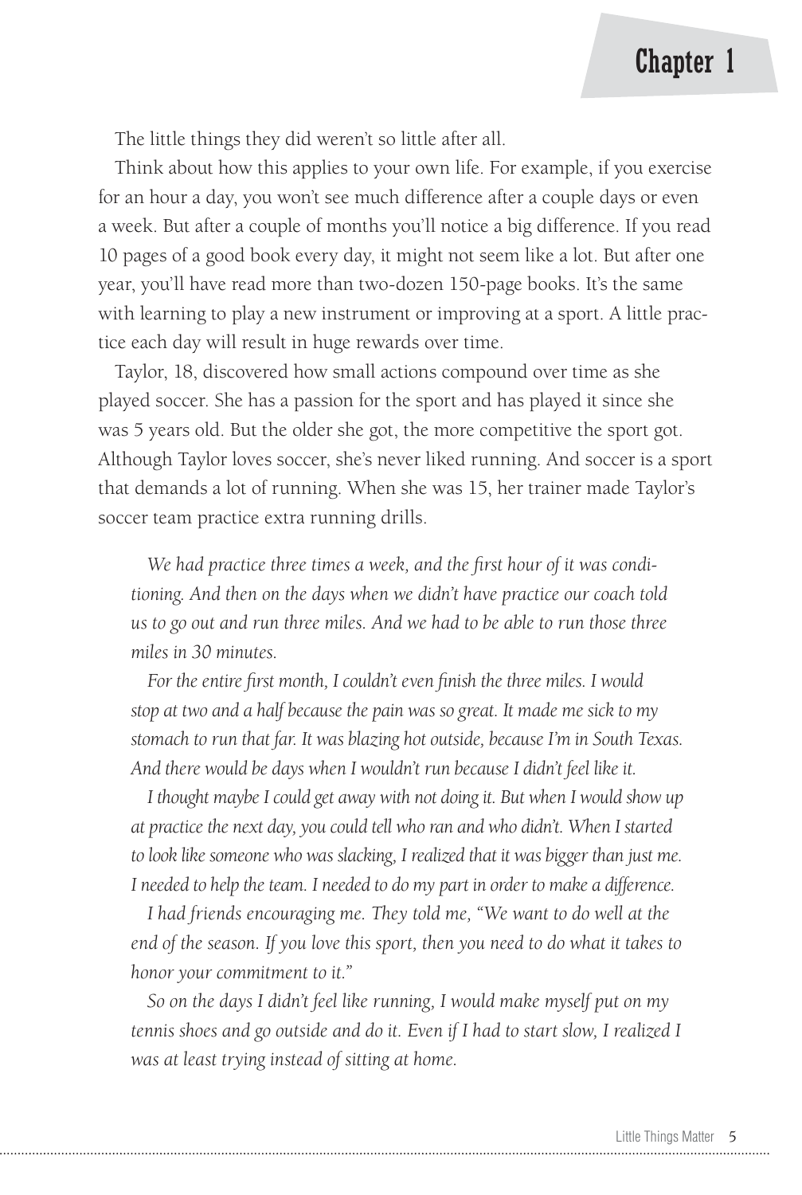The little things they did weren't so little after all.

Think about how this applies to your own life. For example, if you exercise for an hour a day, you won't see much difference after a couple days or even a week. But after a couple of months you'll notice a big difference. If you read 10 pages of a good book every day, it might not seem like a lot. But after one year, you'll have read more than two-dozen 150-page books. It's the same with learning to play a new instrument or improving at a sport. A little practice each day will result in huge rewards over time.

Taylor, 18, discovered how small actions compound over time as she played soccer. She has a passion for the sport and has played it since she was 5 years old. But the older she got, the more competitive the sport got. Although Taylor loves soccer, she's never liked running. And soccer is a sport that demands a lot of running. When she was 15, her trainer made Taylor's soccer team practice extra running drills.

> *We had practice three times a week, and the first hour of it was conditioning. And then on the days when we didn't have practice our coach told us to go out and run three miles. And we had to be able to run those three miles in 30 minutes.*
>
> *For the entire first month, I couldn't even finish the three miles. I would stop at two and a half because the pain was so great. It made me sick to my stomach to run that far. It was blazing hot outside, because I'm in South Texas. And there would be days when I wouldn't run because I didn't feel like it.*
>
> *I thought maybe I could get away with not doing it. But when I would show up at practice the next day, you could tell who ran and who didn't. When I started to look like someone who was slacking, I realized that it was bigger than just me. I needed to help the team. I needed to do my part in order to make a difference.*
>
> *I had friends encouraging me. They told me, "We want to do well at the end of the season. If you love this sport, then you need to do what it takes to honor your commitment to it."*
>
> *So on the days I didn't feel like running, I would make myself put on my tennis shoes and go outside and do it. Even if I had to start slow, I realized I was at least trying instead of sitting at home.*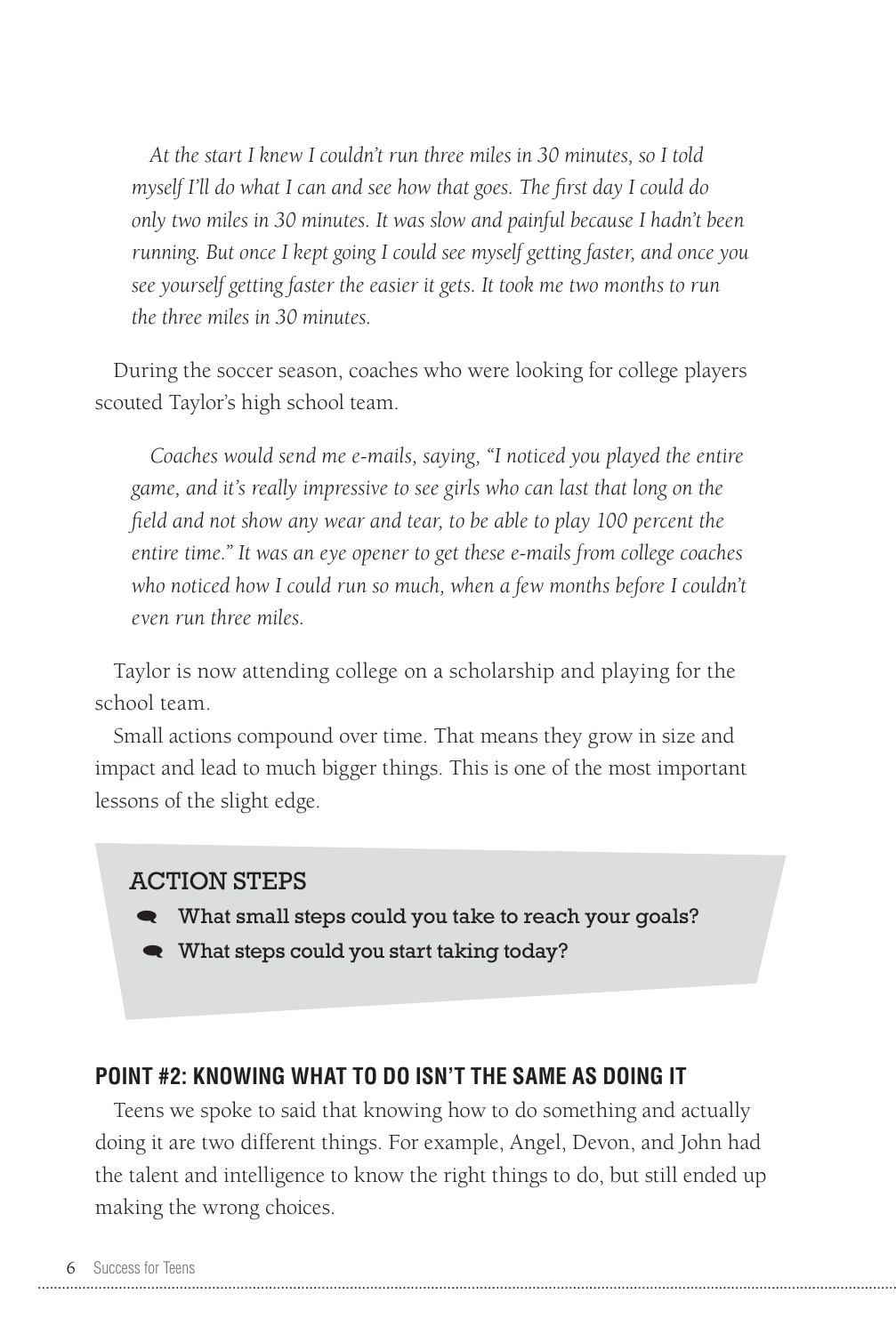*At the start I knew I couldn't run three miles in 30 minutes, so I told myself I'll do what I can and see how that goes. The first day I could do only two miles in 30 minutes. It was slow and painful because I hadn't been running. But once I kept going I could see myself getting faster, and once you see yourself getting faster the easier it gets. It took me two months to run the three miles in 30 minutes.*

During the soccer season, coaches who were looking for college players scouted Taylor's high school team.

*Coaches would send me e-mails, saying, "I noticed you played the entire game, and it's really impressive to see girls who can last that long on the field and not show any wear and tear, to be able to play 100 percent the entire time." It was an eye opener to get these e-mails from college coaches who noticed how I could run so much, when a few months before I couldn't even run three miles.*

Taylor is now attending college on a scholarship and playing for the school team.

Small actions compound over time. That means they grow in size and impact and lead to much bigger things. This is one of the most important lessons of the slight edge.

### ACTION STEPS

- What small steps could you take to reach your goals?
- What steps could you start taking today?

## POINT #2: KNOWING WHAT TO DO ISN'T THE SAME AS DOING IT

Teens we spoke to said that knowing how to do something and actually doing it are two different things. For example, Angel, Devon, and John had the talent and intelligence to know the right things to do, but still ended up making the wrong choices.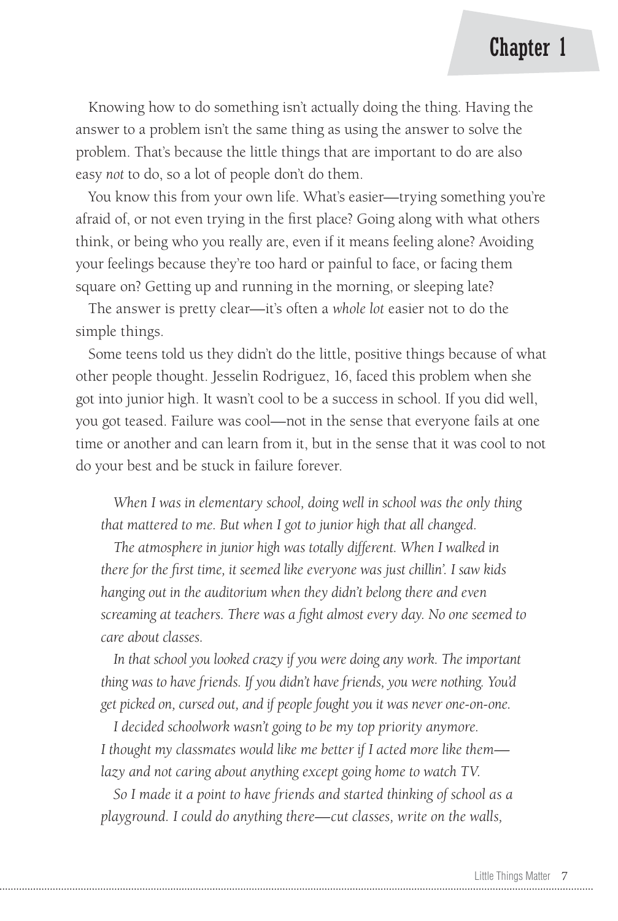# Chapter 1

Knowing how to do something isn't actually doing the thing. Having the answer to a problem isn't the same thing as using the answer to solve the problem. That's because the little things that are important to do are also easy *not* to do, so a lot of people don't do them.

You know this from your own life. What's easier—trying something you're afraid of, or not even trying in the first place? Going along with what others think, or being who you really are, even if it means feeling alone? Avoiding your feelings because they're too hard or painful to face, or facing them square on? Getting up and running in the morning, or sleeping late?

The answer is pretty clear—it's often a *whole lot* easier not to do the simple things.

Some teens told us they didn't do the little, positive things because of what other people thought. Jesselin Rodriguez, 16, faced this problem when she got into junior high. It wasn't cool to be a success in school. If you did well, you got teased. Failure was cool—not in the sense that everyone fails at one time or another and can learn from it, but in the sense that it was cool to not do your best and be stuck in failure forever.

> *When I was in elementary school, doing well in school was the only thing that mattered to me. But when I got to junior high that all changed.*
>
> *The atmosphere in junior high was totally different. When I walked in there for the first time, it seemed like everyone was just chillin'. I saw kids hanging out in the auditorium when they didn't belong there and even screaming at teachers. There was a fight almost every day. No one seemed to care about classes.*
>
> *In that school you looked crazy if you were doing any work. The important thing was to have friends. If you didn't have friends, you were nothing. You'd get picked on, cursed out, and if people fought you it was never one-on-one.*
>
> *I decided schoolwork wasn't going to be my top priority anymore. I thought my classmates would like me better if I acted more like them—lazy and not caring about anything except going home to watch TV.*
>
> *So I made it a point to have friends and started thinking of school as a playground. I could do anything there—cut classes, write on the walls,*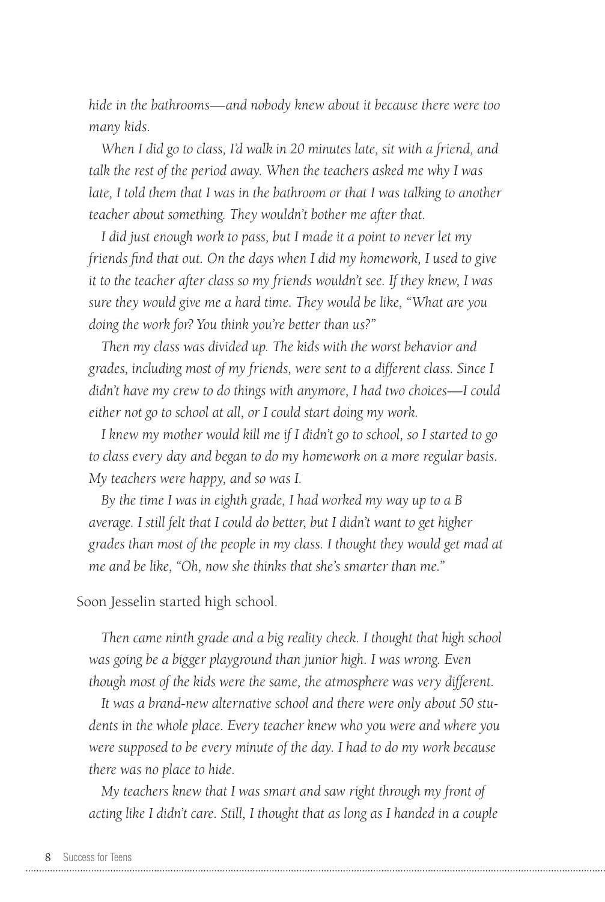*hide in the bathrooms—and nobody knew about it because there were too many kids.*

*When I did go to class, I'd walk in 20 minutes late, sit with a friend, and talk the rest of the period away. When the teachers asked me why I was late, I told them that I was in the bathroom or that I was talking to another teacher about something. They wouldn't bother me after that.*

*I did just enough work to pass, but I made it a point to never let my friends find that out. On the days when I did my homework, I used to give it to the teacher after class so my friends wouldn't see. If they knew, I was sure they would give me a hard time. They would be like, "What are you doing the work for? You think you're better than us?"*

*Then my class was divided up. The kids with the worst behavior and grades, including most of my friends, were sent to a different class. Since I didn't have my crew to do things with anymore, I had two choices—I could either not go to school at all, or I could start doing my work.*

*I knew my mother would kill me if I didn't go to school, so I started to go to class every day and began to do my homework on a more regular basis. My teachers were happy, and so was I.*

*By the time I was in eighth grade, I had worked my way up to a B average. I still felt that I could do better, but I didn't want to get higher grades than most of the people in my class. I thought they would get mad at me and be like, "Oh, now she thinks that she's smarter than me."*

Soon Jesselin started high school.

*Then came ninth grade and a big reality check. I thought that high school was going be a bigger playground than junior high. I was wrong. Even though most of the kids were the same, the atmosphere was very different.*

*It was a brand-new alternative school and there were only about 50 students in the whole place. Every teacher knew who you were and where you were supposed to be every minute of the day. I had to do my work because there was no place to hide.*

*My teachers knew that I was smart and saw right through my front of acting like I didn't care. Still, I thought that as long as I handed in a couple*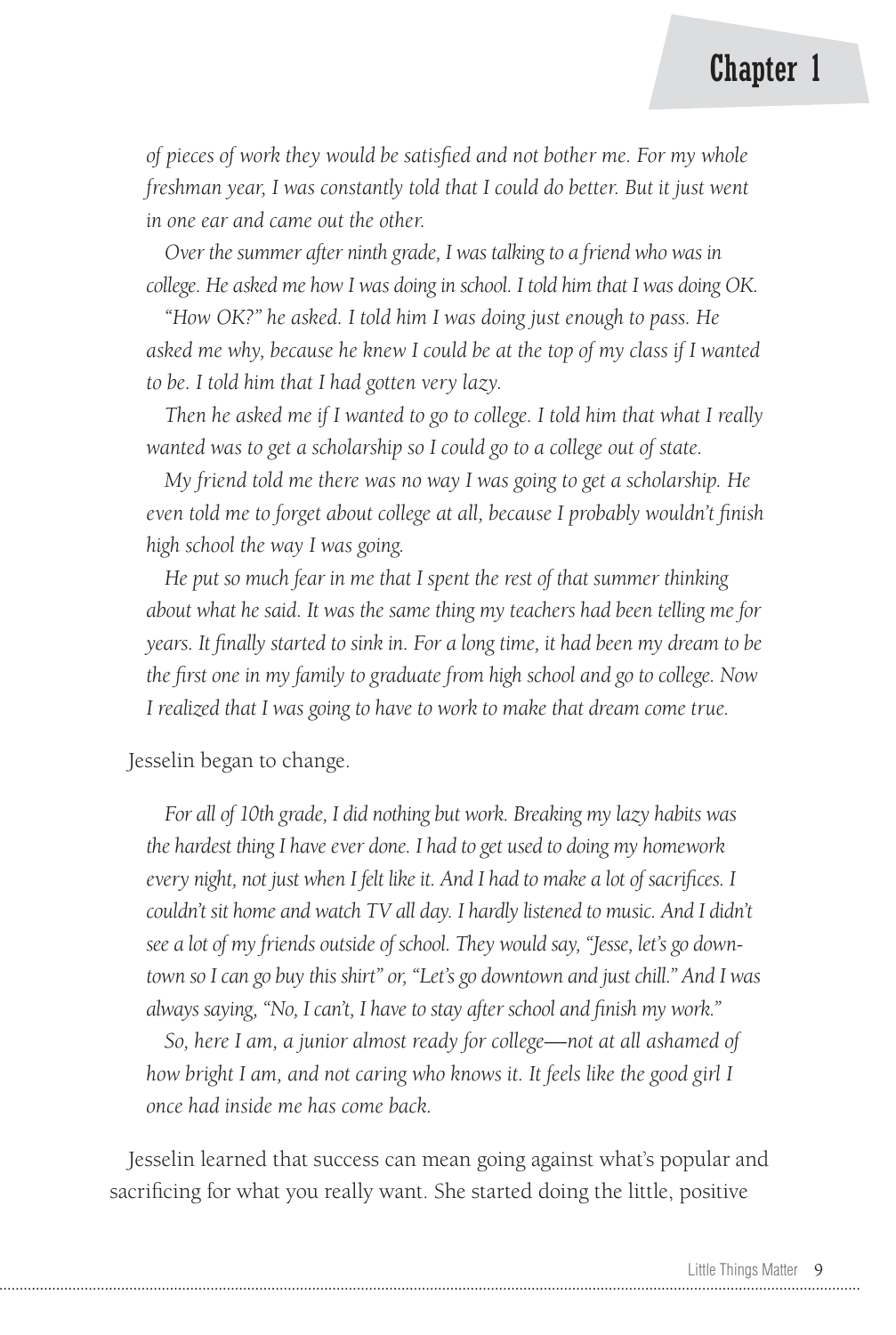*of pieces of work they would be satisfied and not bother me. For my whole freshman year, I was constantly told that I could do better. But it just went in one ear and came out the other.*

*Over the summer after ninth grade, I was talking to a friend who was in college. He asked me how I was doing in school. I told him that I was doing OK.*

*"How OK?" he asked. I told him I was doing just enough to pass. He asked me why, because he knew I could be at the top of my class if I wanted to be. I told him that I had gotten very lazy.*

*Then he asked me if I wanted to go to college. I told him that what I really wanted was to get a scholarship so I could go to a college out of state.*

*My friend told me there was no way I was going to get a scholarship. He even told me to forget about college at all, because I probably wouldn't finish high school the way I was going.*

*He put so much fear in me that I spent the rest of that summer thinking about what he said. It was the same thing my teachers had been telling me for years. It finally started to sink in. For a long time, it had been my dream to be the first one in my family to graduate from high school and go to college. Now I realized that I was going to have to work to make that dream come true.*

Jesselin began to change.

*For all of 10th grade, I did nothing but work. Breaking my lazy habits was the hardest thing I have ever done. I had to get used to doing my homework every night, not just when I felt like it. And I had to make a lot of sacrifices. I couldn't sit home and watch TV all day. I hardly listened to music. And I didn't see a lot of my friends outside of school. They would say, "Jesse, let's go downtown so I can go buy this shirt" or, "Let's go downtown and just chill." And I was always saying, "No, I can't, I have to stay after school and finish my work."*

*So, here I am, a junior almost ready for college—not at all ashamed of how bright I am, and not caring who knows it. It feels like the good girl I once had inside me has come back.*

Jesselin learned that success can mean going against what's popular and sacrificing for what you really want. She started doing the little, positive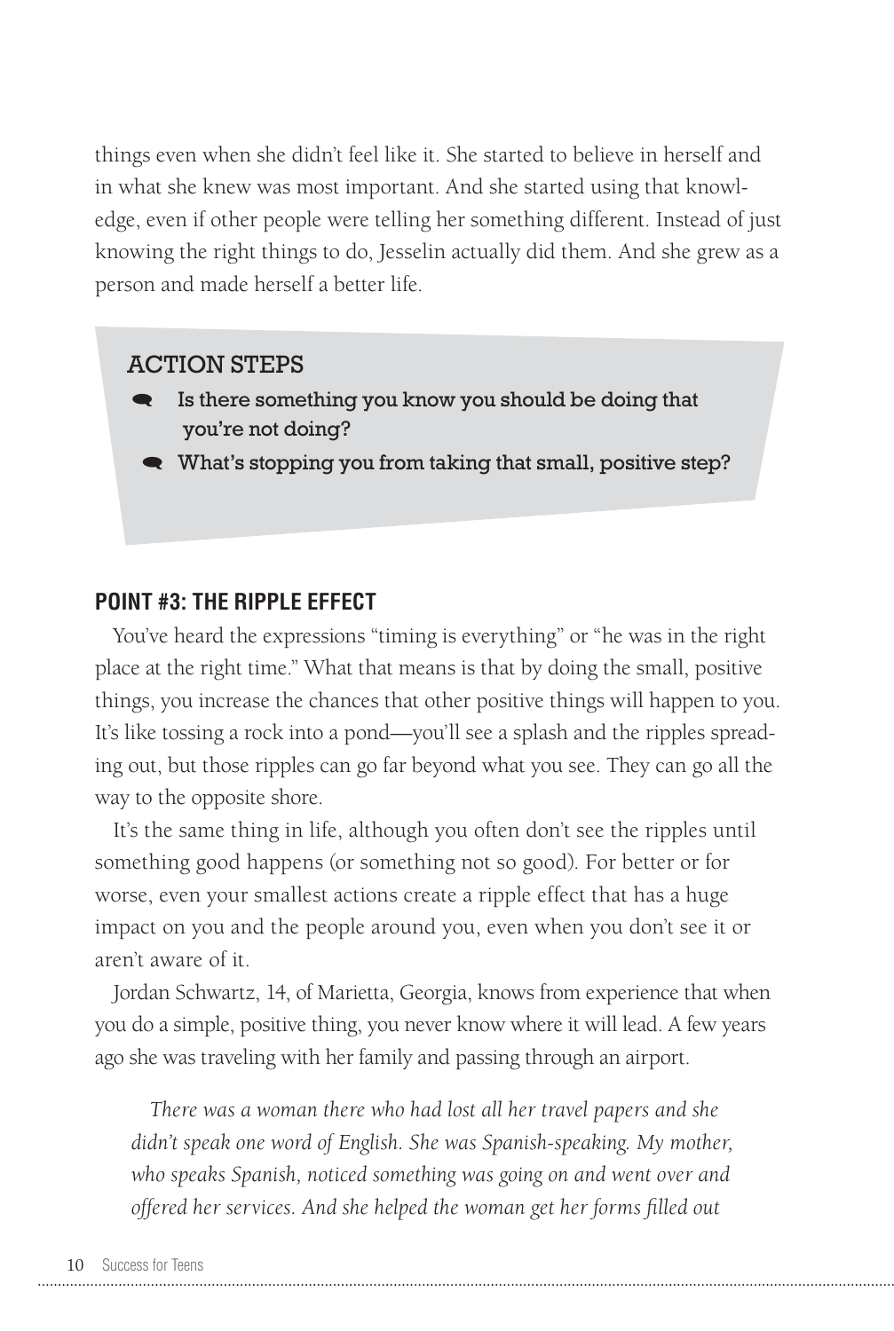things even when she didn't feel like it. She started to believe in herself and in what she knew was most important. And she started using that knowledge, even if other people were telling her something different. Instead of just knowing the right things to do, Jesselin actually did them. And she grew as a person and made herself a better life.

> **ACTION STEPS**
>
> - Is there something you know you should be doing that you're not doing?
> - What's stopping you from taking that small, positive step?

## POINT #3: THE RIPPLE EFFECT

You've heard the expressions "timing is everything" or "he was in the right place at the right time." What that means is that by doing the small, positive things, you increase the chances that other positive things will happen to you. It's like tossing a rock into a pond—you'll see a splash and the ripples spreading out, but those ripples can go far beyond what you see. They can go all the way to the opposite shore.

It's the same thing in life, although you often don't see the ripples until something good happens (or something not so good). For better or for worse, even your smallest actions create a ripple effect that has a huge impact on you and the people around you, even when you don't see it or aren't aware of it.

Jordan Schwartz, 14, of Marietta, Georgia, knows from experience that when you do a simple, positive thing, you never know where it will lead. A few years ago she was traveling with her family and passing through an airport.

> *There was a woman there who had lost all her travel papers and she didn't speak one word of English. She was Spanish-speaking. My mother, who speaks Spanish, noticed something was going on and went over and offered her services. And she helped the woman get her forms filled out*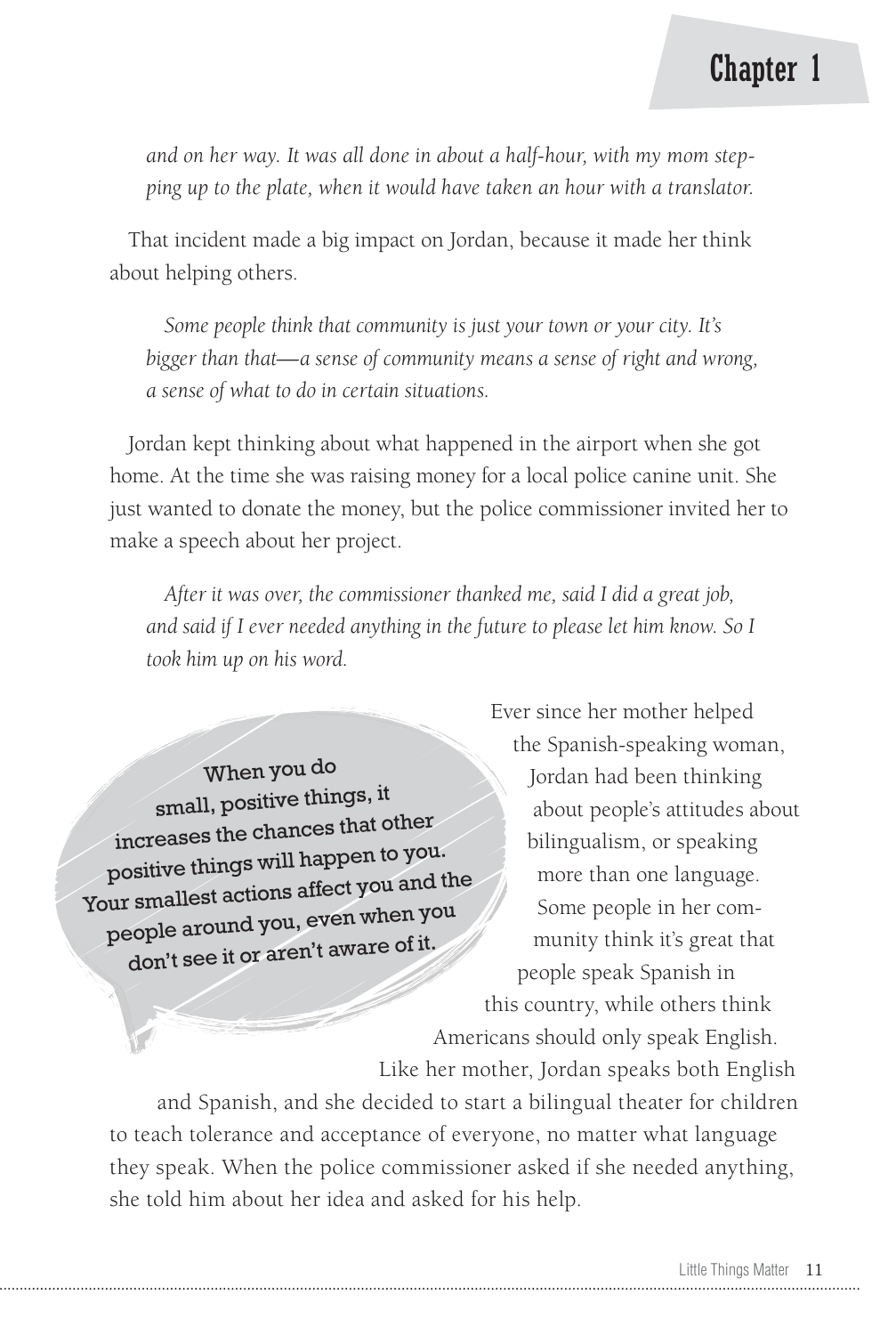*and on her way. It was all done in about a half-hour, with my mom stepping up to the plate, when it would have taken an hour with a translator.*

That incident made a big impact on Jordan, because it made her think about helping others.

*Some people think that community is just your town or your city. It's bigger than that—a sense of community means a sense of right and wrong, a sense of what to do in certain situations.*

Jordan kept thinking about what happened in the airport when she got home. At the time she was raising money for a local police canine unit. She just wanted to donate the money, but the police commissioner invited her to make a speech about her project.

*After it was over, the commissioner thanked me, said I did a great job, and said if I ever needed anything in the future to please let him know. So I took him up on his word.*

> When you do small, positive things, it increases the chances that other positive things will happen to you. Your smallest actions affect you and the people around you, even when you don't see it or aren't aware of it.

Ever since her mother helped the Spanish-speaking woman, Jordan had been thinking about people's attitudes about bilingualism, or speaking more than one language. Some people in her community think it's great that people speak Spanish in this country, while others think Americans should only speak English. Like her mother, Jordan speaks both English and Spanish, and she decided to start a bilingual theater for children to teach tolerance and acceptance of everyone, no matter what language they speak. When the police commissioner asked if she needed anything, she told him about her idea and asked for his help.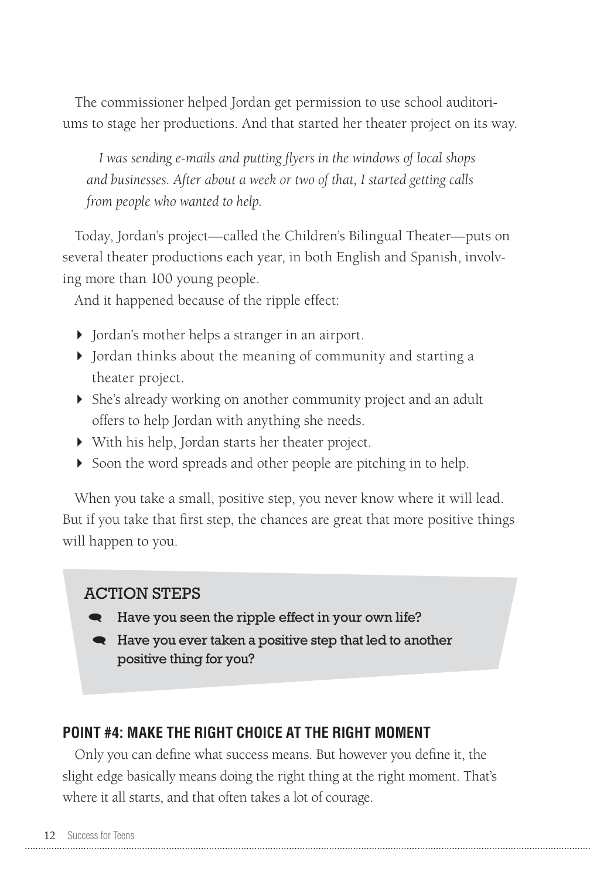The commissioner helped Jordan get permission to use school auditoriums to stage her productions. And that started her theater project on its way.

> *I was sending e-mails and putting flyers in the windows of local shops and businesses. After about a week or two of that, I started getting calls from people who wanted to help.*

Today, Jordan's project—called the Children's Bilingual Theater—puts on several theater productions each year, in both English and Spanish, involving more than 100 young people.

And it happened because of the ripple effect:

- Jordan's mother helps a stranger in an airport.
- Jordan thinks about the meaning of community and starting a theater project.
- She's already working on another community project and an adult offers to help Jordan with anything she needs.
- With his help, Jordan starts her theater project.
- Soon the word spreads and other people are pitching in to help.

When you take a small, positive step, you never know where it will lead. But if you take that first step, the chances are great that more positive things will happen to you.

### ACTION STEPS

- **Have you seen the ripple effect in your own life?**
- **Have you ever taken a positive step that led to another positive thing for you?**

## POINT #4: MAKE THE RIGHT CHOICE AT THE RIGHT MOMENT

Only you can define what success means. But however you define it, the slight edge basically means doing the right thing at the right moment. That's where it all starts, and that often takes a lot of courage.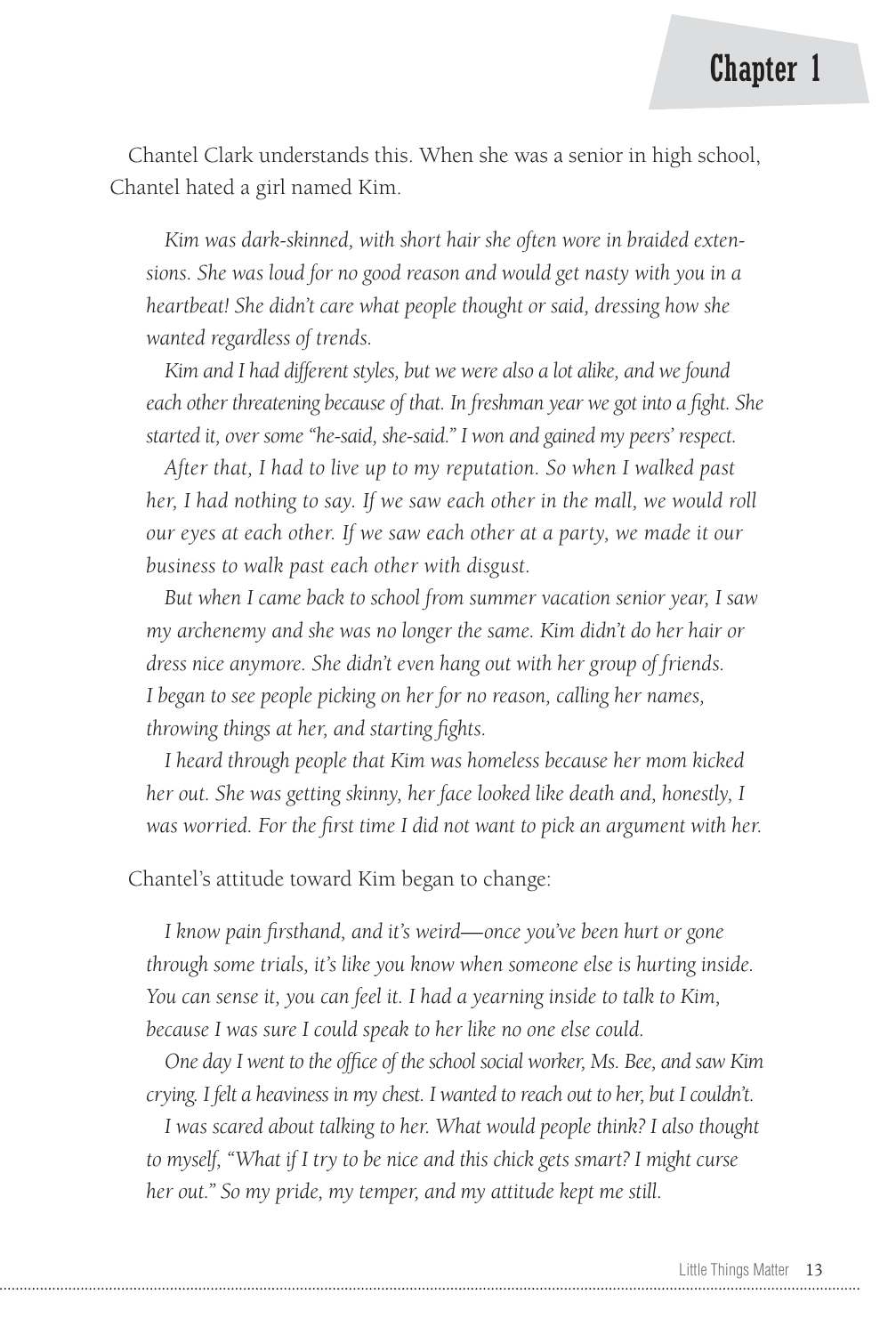Chantel Clark understands this. When she was a senior in high school, Chantel hated a girl named Kim.

> *Kim was dark-skinned, with short hair she often wore in braided extensions. She was loud for no good reason and would get nasty with you in a heartbeat! She didn't care what people thought or said, dressing how she wanted regardless of trends.*
>
> *Kim and I had different styles, but we were also a lot alike, and we found each other threatening because of that. In freshman year we got into a fight. She started it, over some "he-said, she-said." I won and gained my peers' respect.*
>
> *After that, I had to live up to my reputation. So when I walked past her, I had nothing to say. If we saw each other in the mall, we would roll our eyes at each other. If we saw each other at a party, we made it our business to walk past each other with disgust.*
>
> *But when I came back to school from summer vacation senior year, I saw my archenemy and she was no longer the same. Kim didn't do her hair or dress nice anymore. She didn't even hang out with her group of friends. I began to see people picking on her for no reason, calling her names, throwing things at her, and starting fights.*
>
> *I heard through people that Kim was homeless because her mom kicked her out. She was getting skinny, her face looked like death and, honestly, I was worried. For the first time I did not want to pick an argument with her.*

Chantel's attitude toward Kim began to change:

> *I know pain firsthand, and it's weird—once you've been hurt or gone through some trials, it's like you know when someone else is hurting inside. You can sense it, you can feel it. I had a yearning inside to talk to Kim, because I was sure I could speak to her like no one else could.*
>
> *One day I went to the office of the school social worker, Ms. Bee, and saw Kim crying. I felt a heaviness in my chest. I wanted to reach out to her, but I couldn't.*
>
> *I was scared about talking to her. What would people think? I also thought to myself, "What if I try to be nice and this chick gets smart? I might curse her out." So my pride, my temper, and my attitude kept me still.*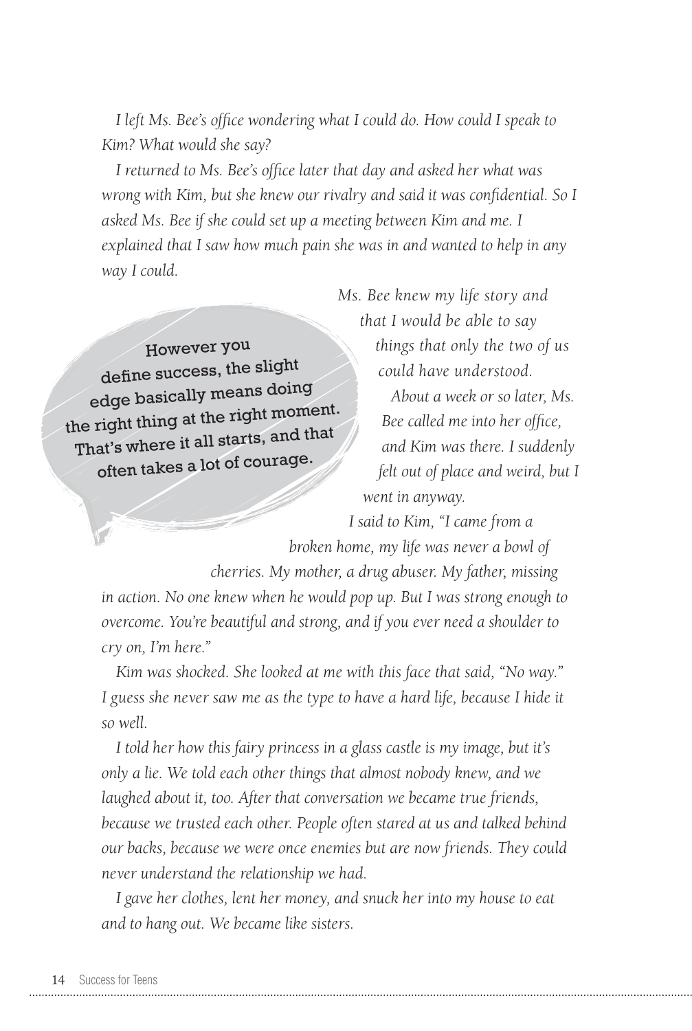*I left Ms. Bee's office wondering what I could do. How could I speak to Kim? What would she say?*

*I returned to Ms. Bee's office later that day and asked her what was wrong with Kim, but she knew our rivalry and said it was confidential. So I asked Ms. Bee if she could set up a meeting between Kim and me. I explained that I saw how much pain she was in and wanted to help in any way I could.*

*Ms. Bee knew my life story and that I would be able to say things that only the two of us could have understood.*

*About a week or so later, Ms. Bee called me into her office, and Kim was there. I suddenly felt out of place and weird, but I went in anyway.*

> However you define success, the slight edge basically means doing the right thing at the right moment. That's where it all starts, and that often takes a lot of courage.

*I said to Kim, "I came from a broken home, my life was never a bowl of cherries. My mother, a drug abuser. My father, missing in action. No one knew when he would pop up. But I was strong enough to overcome. You're beautiful and strong, and if you ever need a shoulder to cry on, I'm here."*

*Kim was shocked. She looked at me with this face that said, "No way." I guess she never saw me as the type to have a hard life, because I hide it so well.*

*I told her how this fairy princess in a glass castle is my image, but it's only a lie. We told each other things that almost nobody knew, and we laughed about it, too. After that conversation we became true friends, because we trusted each other. People often stared at us and talked behind our backs, because we were once enemies but are now friends. They could never understand the relationship we had.*

*I gave her clothes, lent her money, and snuck her into my house to eat and to hang out. We became like sisters.*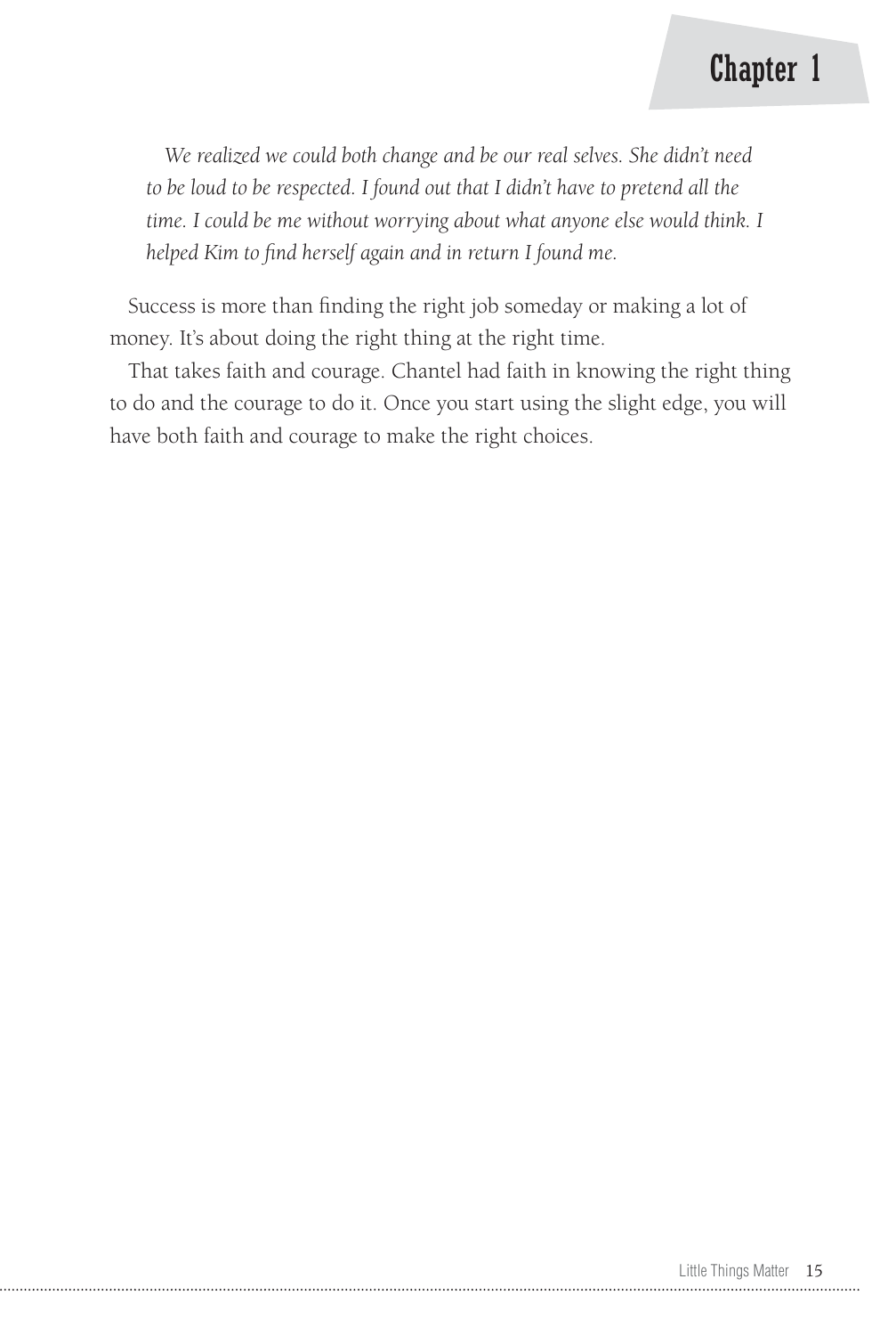*We realized we could both change and be our real selves. She didn't need to be loud to be respected. I found out that I didn't have to pretend all the time. I could be me without worrying about what anyone else would think. I helped Kim to find herself again and in return I found me.*

Success is more than finding the right job someday or making a lot of money. It's about doing the right thing at the right time.

That takes faith and courage. Chantel had faith in knowing the right thing to do and the courage to do it. Once you start using the slight edge, you will have both faith and courage to make the right choices.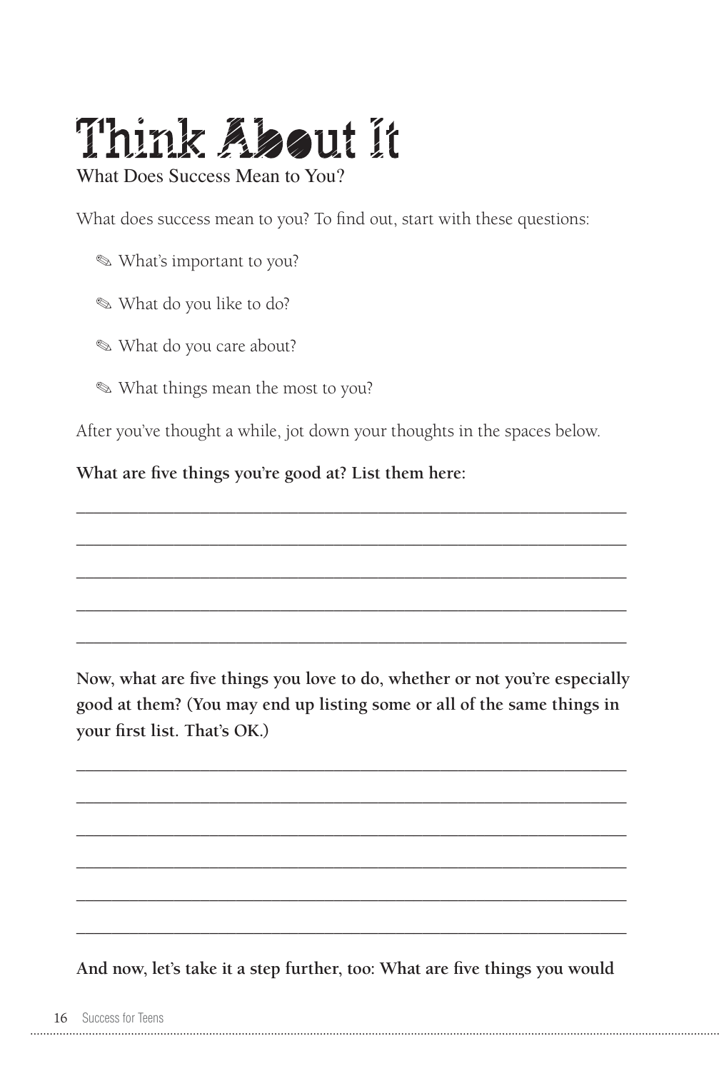# Think About It

What Does Success Mean to You?

What does success mean to you? To find out, start with these questions:

- ✎ What's important to you?
- ✎ What do you like to do?
- ✎ What do you care about?
- ✎ What things mean the most to you?

After you've thought a while, jot down your thoughts in the spaces below.

**What are five things you're good at? List them here:**

_______________________________________________________________

_______________________________________________________________

_______________________________________________________________

_______________________________________________________________

_______________________________________________________________

**Now, what are five things you love to do, whether or not you're especially good at them? (You may end up listing some or all of the same things in your first list. That's OK.)**

_______________________________________________________________

_______________________________________________________________

_______________________________________________________________

_______________________________________________________________

_______________________________________________________________

_______________________________________________________________

**And now, let's take it a step further, too: What are five things you would**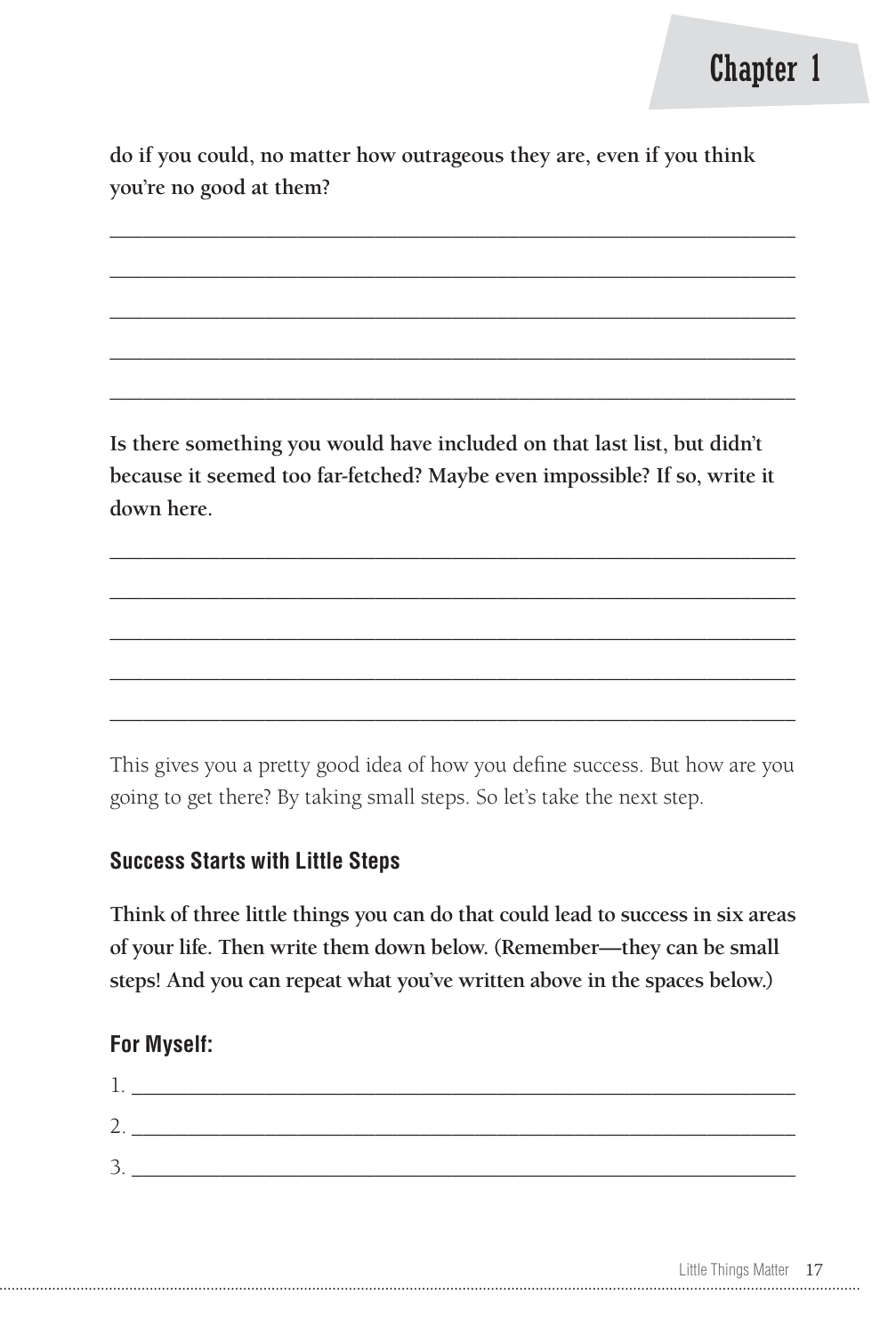**do if you could, no matter how outrageous they are, even if you think you're no good at them?**

_______________________________________________________________

_______________________________________________________________

_______________________________________________________________

_______________________________________________________________

_______________________________________________________________

**Is there something you would have included on that last list, but didn't because it seemed too far-fetched? Maybe even impossible? If so, write it down here.**

_______________________________________________________________

_______________________________________________________________

_______________________________________________________________

_______________________________________________________________

_______________________________________________________________

This gives you a pretty good idea of how you define success. But how are you going to get there? By taking small steps. So let's take the next step.

### Success Starts with Little Steps

**Think of three little things you can do that could lead to success in six areas of your life. Then write them down below. (Remember—they can be small steps! And you can repeat what you've written above in the spaces below.)**

### For Myself:

1. _______________________________________________________________
2. _______________________________________________________________
3. _______________________________________________________________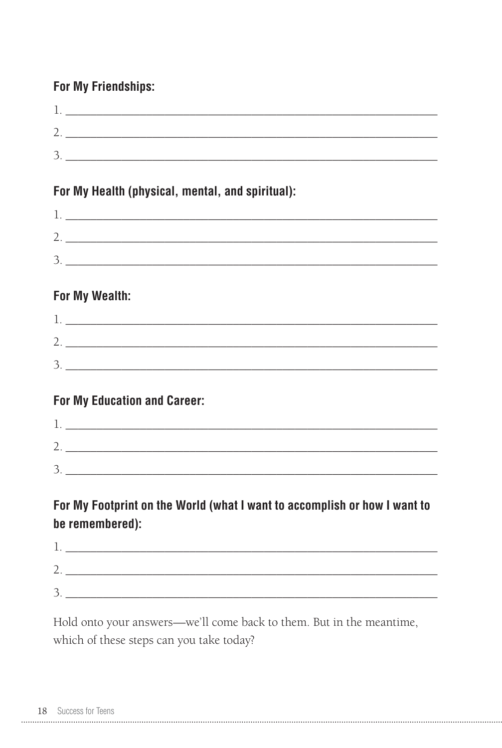**For My Friendships:**

1. ______________________________________________

2. ______________________________________________

3. ______________________________________________

**For My Health (physical, mental, and spiritual):**

1. ______________________________________________

2. ______________________________________________

3. ______________________________________________

**For My Wealth:**

1. ______________________________________________

2. ______________________________________________

3. ______________________________________________

**For My Education and Career:**

1. ______________________________________________

2. ______________________________________________

3. ______________________________________________

**For My Footprint on the World (what I want to accomplish or how I want to be remembered):**

1. ______________________________________________

2. ______________________________________________

3. ______________________________________________

Hold onto your answers—we'll come back to them. But in the meantime, which of these steps can you take today?